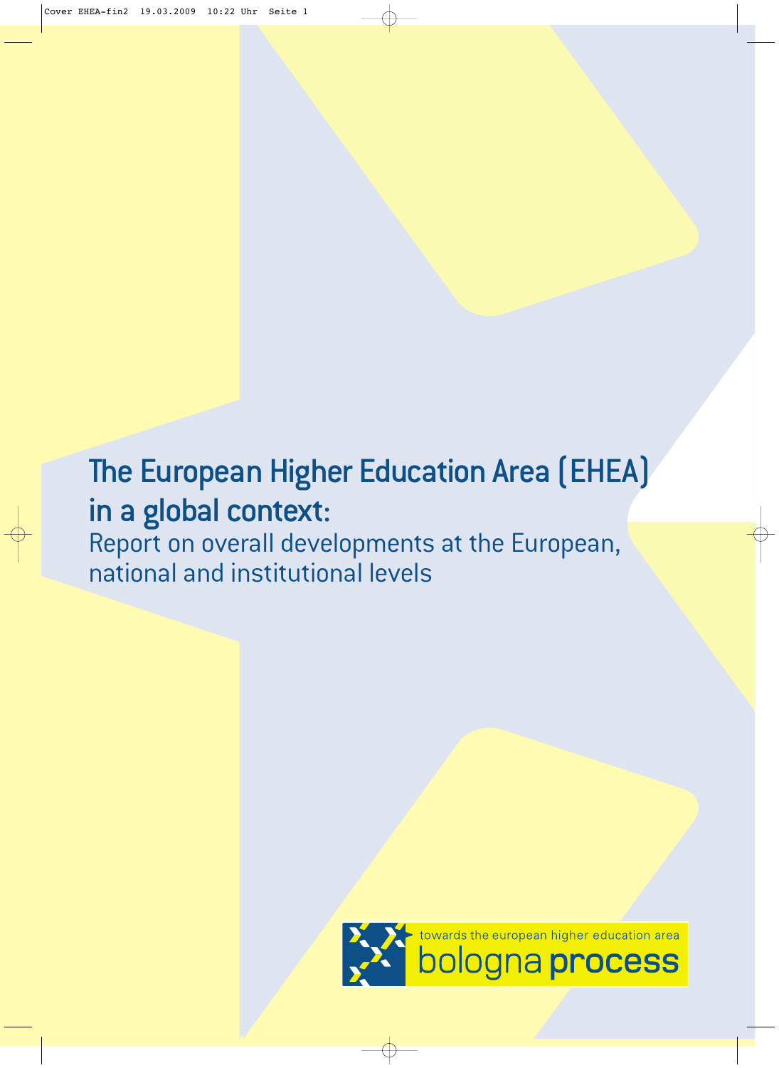# The European Higher Education Area (EHEA) in a global context:

Report on overall developments at the European, national and institutional levels

towards the european higher education area

bologna process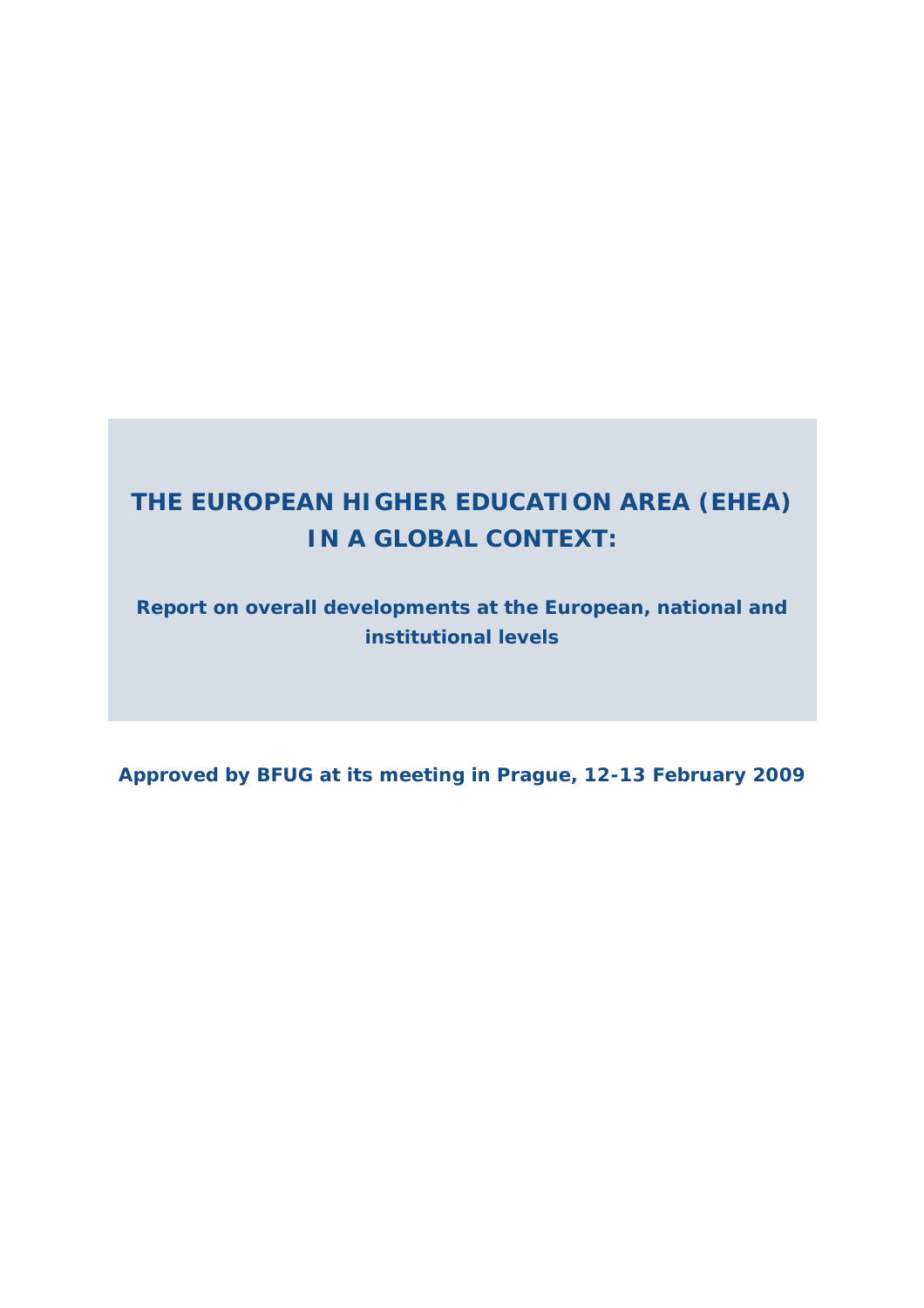# THE EUROPEAN HIGHER EDUCATION AREA (EHEA) IN A GLOBAL CONTEXT:

**Report on overall developments at the European, national and institutional levels**

**Approved by BFUG at its meeting in Prague, 12-13 February 2009**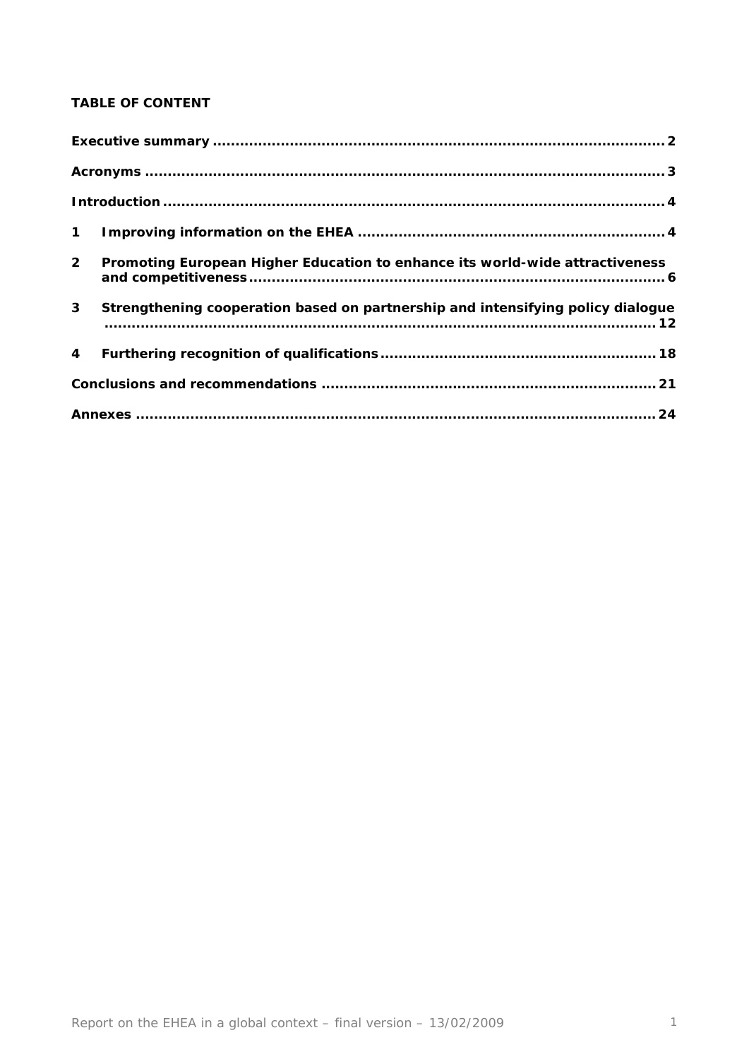**TABLE OF CONTENT**

| | | |
|---|---|---|
| **Executive summary** | | **2** |
| **Acronyms** | | **3** |
| **Introduction** | | **4** |
| **1** | **Improving information on the EHEA** | **4** |
| **2** | **Promoting European Higher Education to enhance its world-wide attractiveness and competitiveness** | **6** |
| **3** | **Strengthening cooperation based on partnership and intensifying policy dialogue** | **12** |
| **4** | **Furthering recognition of qualifications** | **18** |
| **Conclusions and recommendations** | | **21** |
| **Annexes** | | **24** |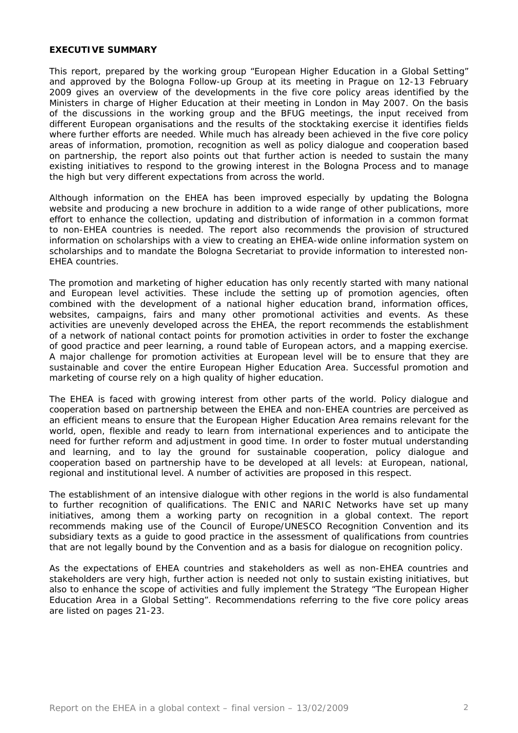## EXECUTIVE SUMMARY

This report, prepared by the working group "European Higher Education in a Global Setting" and approved by the Bologna Follow-up Group at its meeting in Prague on 12-13 February 2009 gives an overview of the developments in the five core policy areas identified by the Ministers in charge of Higher Education at their meeting in London in May 2007. On the basis of the discussions in the working group and the BFUG meetings, the input received from different European organisations and the results of the stocktaking exercise it identifies fields where further efforts are needed. While much has already been achieved in the five core policy areas of information, promotion, recognition as well as policy dialogue and cooperation based on partnership, the report also points out that further action is needed to sustain the many existing initiatives to respond to the growing interest in the Bologna Process and to manage the high but very different expectations from across the world.

Although information on the EHEA has been improved especially by updating the Bologna website and producing a new brochure in addition to a wide range of other publications, more effort to enhance the collection, updating and distribution of information in a common format to non-EHEA countries is needed. The report also recommends the provision of structured information on scholarships with a view to creating an EHEA-wide online information system on scholarships and to mandate the Bologna Secretariat to provide information to interested non-EHEA countries.

The promotion and marketing of higher education has only recently started with many national and European level activities. These include the setting up of promotion agencies, often combined with the development of a national higher education brand, information offices, websites, campaigns, fairs and many other promotional activities and events. As these activities are unevenly developed across the EHEA, the report recommends the establishment of a network of national contact points for promotion activities in order to foster the exchange of good practice and peer learning, a round table of European actors, and a mapping exercise. A major challenge for promotion activities at European level will be to ensure that they are sustainable and cover the entire European Higher Education Area. Successful promotion and marketing of course rely on a high quality of higher education.

The EHEA is faced with growing interest from other parts of the world. Policy dialogue and cooperation based on partnership between the EHEA and non-EHEA countries are perceived as an efficient means to ensure that the European Higher Education Area remains relevant for the world, open, flexible and ready to learn from international experiences and to anticipate the need for further reform and adjustment in good time. In order to foster mutual understanding and learning, and to lay the ground for sustainable cooperation, policy dialogue and cooperation based on partnership have to be developed at all levels: at European, national, regional and institutional level. A number of activities are proposed in this respect.

The establishment of an intensive dialogue with other regions in the world is also fundamental to further recognition of qualifications. The ENIC and NARIC Networks have set up many initiatives, among them a working party on recognition in a global context. The report recommends making use of the Council of Europe/UNESCO Recognition Convention and its subsidiary texts as a guide to good practice in the assessment of qualifications from countries that are not legally bound by the Convention and as a basis for dialogue on recognition policy.

As the expectations of EHEA countries and stakeholders as well as non-EHEA countries and stakeholders are very high, further action is needed not only to sustain existing initiatives, but also to enhance the scope of activities and fully implement the Strategy "The European Higher Education Area in a Global Setting". Recommendations referring to the five core policy areas are listed on pages 21-23.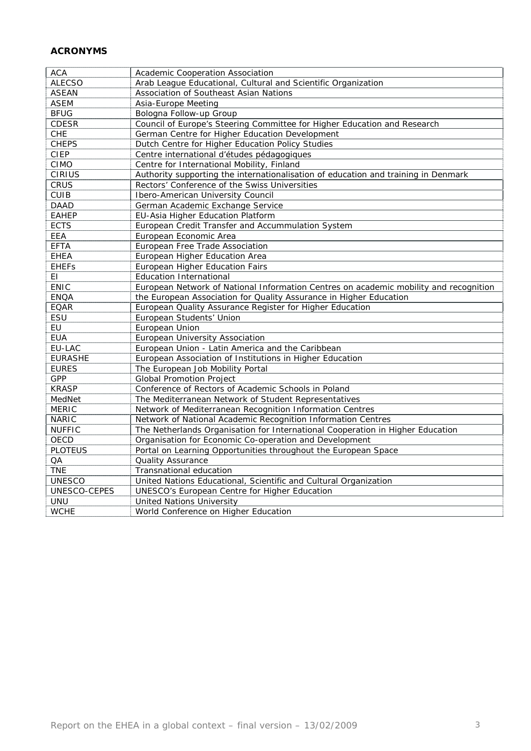**ACRONYMS**

| | |
|---|---|
| ACA | Academic Cooperation Association |
| ALECSO | Arab League Educational, Cultural and Scientific Organization |
| ASEAN | Association of Southeast Asian Nations |
| ASEM | Asia-Europe Meeting |
| BFUG | Bologna Follow-up Group |
| CDESR | Council of Europe's Steering Committee for Higher Education and Research |
| CHE | German Centre for Higher Education Development |
| CHEPS | Dutch Centre for Higher Education Policy Studies |
| CIEP | Centre international d'études pédagogiques |
| CIMO | Centre for International Mobility, Finland |
| CIRIUS | Authority supporting the internationalisation of education and training in Denmark |
| CRUS | Rectors' Conference of the Swiss Universities |
| CUIB | Ibero-American University Council |
| DAAD | German Academic Exchange Service |
| EAHEP | EU-Asia Higher Education Platform |
| ECTS | European Credit Transfer and Accummulation System |
| EEA | European Economic Area |
| EFTA | European Free Trade Association |
| EHEA | European Higher Education Area |
| EHEFs | European Higher Education Fairs |
| EI | Education International |
| ENIC | European Network of National Information Centres on academic mobility and recognition |
| ENQA | the European Association for Quality Assurance in Higher Education |
| EQAR | European Quality Assurance Register for Higher Education |
| ESU | European Students' Union |
| EU | European Union |
| EUA | European University Association |
| EU-LAC | European Union - Latin America and the Caribbean |
| EURASHE | European Association of Institutions in Higher Education |
| EURES | The European Job Mobility Portal |
| GPP | Global Promotion Project |
| KRASP | Conference of Rectors of Academic Schools in Poland |
| MedNet | The Mediterranean Network of Student Representatives |
| MERIC | Network of Mediterranean Recognition Information Centres |
| NARIC | Network of National Academic Recognition Information Centres |
| NUFFIC | The Netherlands Organisation for International Cooperation in Higher Education |
| OECD | Organisation for Economic Co-operation and Development |
| PLOTEUS | Portal on Learning Opportunities throughout the European Space |
| QA | Quality Assurance |
| TNE | Transnational education |
| UNESCO | United Nations Educational, Scientific and Cultural Organization |
| UNESCO-CEPES | UNESCO's European Centre for Higher Education |
| UNU | United Nations University |
| WCHE | World Conference on Higher Education |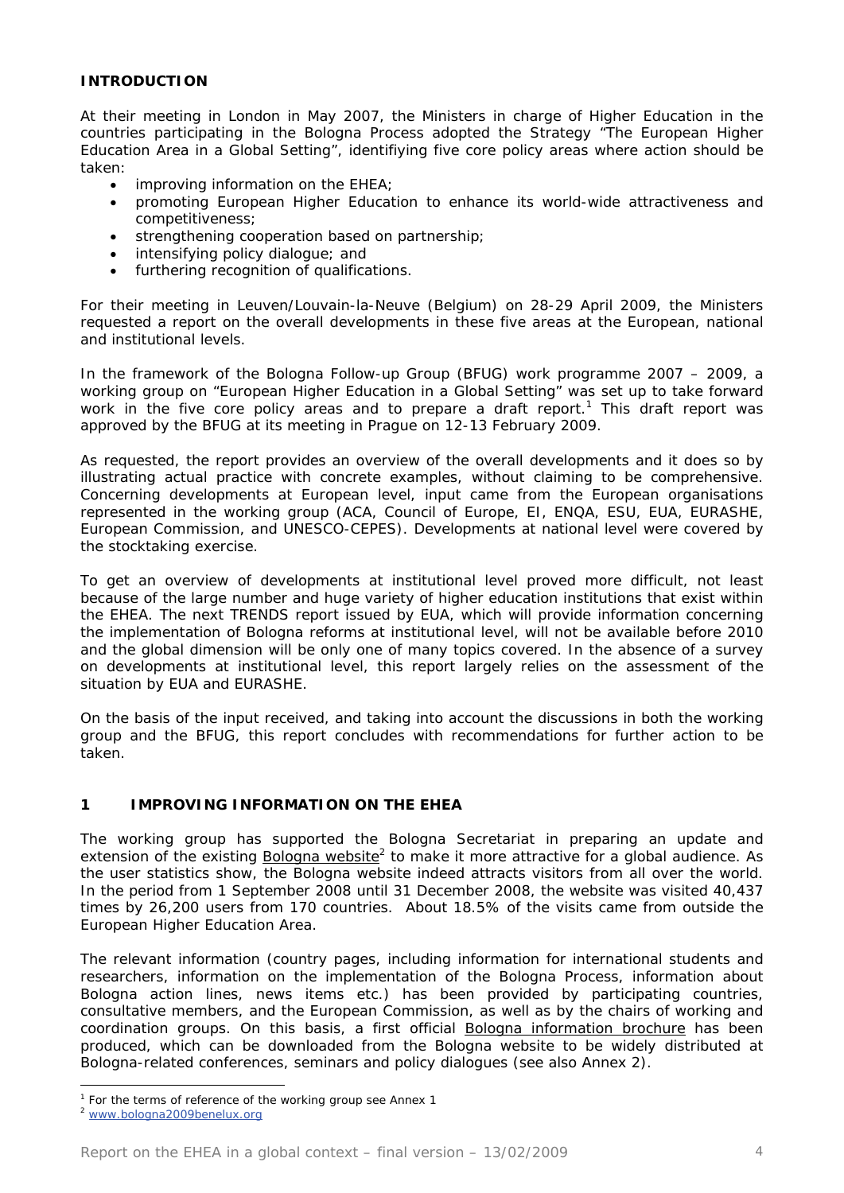# INTRODUCTION

At their meeting in London in May 2007, the Ministers in charge of Higher Education in the countries participating in the Bologna Process adopted the Strategy "The European Higher Education Area in a Global Setting", identifiying five core policy areas where action should be taken:

- improving information on the EHEA;
- promoting European Higher Education to enhance its world-wide attractiveness and competitiveness;
- strengthening cooperation based on partnership;
- intensifying policy dialogue; and
- furthering recognition of qualifications.

For their meeting in Leuven/Louvain-la-Neuve (Belgium) on 28-29 April 2009, the Ministers requested a report on the overall developments in these five areas at the European, national and institutional levels.

In the framework of the Bologna Follow-up Group (BFUG) work programme 2007 – 2009, a working group on "European Higher Education in a Global Setting" was set up to take forward work in the five core policy areas and to prepare a draft report.[1] This draft report was approved by the BFUG at its meeting in Prague on 12-13 February 2009.

As requested, the report provides an overview of the overall developments and it does so by illustrating actual practice with concrete examples, without claiming to be comprehensive. Concerning developments at European level, input came from the European organisations represented in the working group (ACA, Council of Europe, EI, ENQA, ESU, EUA, EURASHE, European Commission, and UNESCO-CEPES). Developments at national level were covered by the stocktaking exercise.

To get an overview of developments at institutional level proved more difficult, not least because of the large number and huge variety of higher education institutions that exist within the EHEA. The next TRENDS report issued by EUA, which will provide information concerning the implementation of Bologna reforms at institutional level, will not be available before 2010 and the global dimension will be only one of many topics covered. In the absence of a survey on developments at institutional level, this report largely relies on the assessment of the situation by EUA and EURASHE.

On the basis of the input received, and taking into account the discussions in both the working group and the BFUG, this report concludes with recommendations for further action to be taken.

## 1 IMPROVING INFORMATION ON THE EHEA

The working group has supported the Bologna Secretariat in preparing an update and extension of the existing Bologna website[2] to make it more attractive for a global audience. As the user statistics show, the Bologna website indeed attracts visitors from all over the world. In the period from 1 September 2008 until 31 December 2008, the website was visited 40,437 times by 26,200 users from 170 countries. About 18.5% of the visits came from outside the European Higher Education Area.

The relevant information (country pages, including information for international students and researchers, information on the implementation of the Bologna Process, information about Bologna action lines, news items etc.) has been provided by participating countries, consultative members, and the European Commission, as well as by the chairs of working and coordination groups. On this basis, a first official Bologna information brochure has been produced, which can be downloaded from the Bologna website to be widely distributed at Bologna-related conferences, seminars and policy dialogues (see also Annex 2).

[1] For the terms of reference of the working group see Annex 1

[2] www.bologna2009benelux.org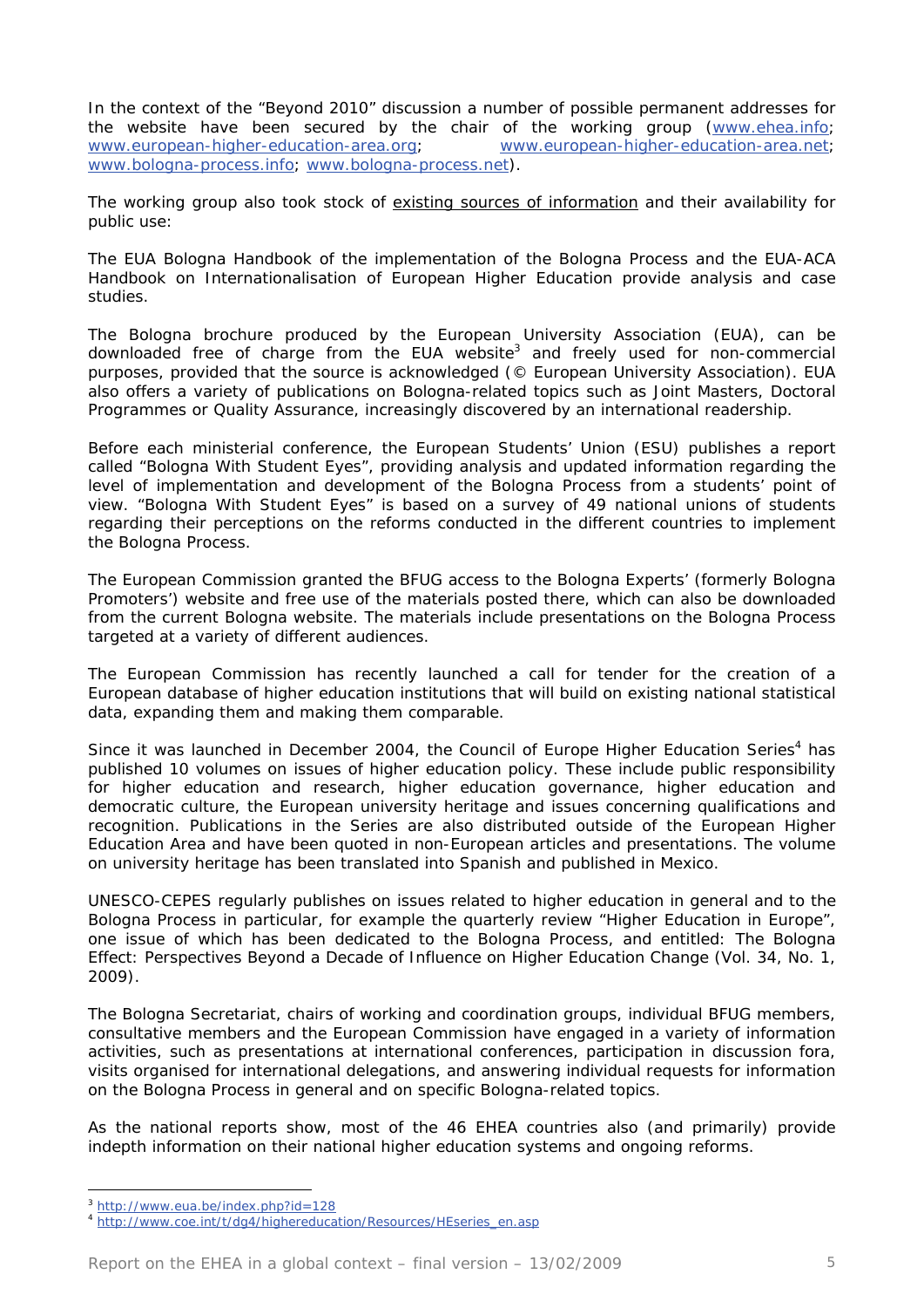In the context of the "Beyond 2010" discussion a number of possible permanent addresses for the website have been secured by the chair of the working group (www.ehea.info; www.european-higher-education-area.org; www.european-higher-education-area.net; www.bologna-process.info; www.bologna-process.net).

The working group also took stock of existing sources of information and their availability for public use:

The EUA Bologna Handbook of the implementation of the Bologna Process and the EUA-ACA Handbook on Internationalisation of European Higher Education provide analysis and case studies.

The Bologna brochure produced by the European University Association (EUA), can be downloaded free of charge from the EUA website[3] and freely used for non-commercial purposes, provided that the source is acknowledged (© European University Association). EUA also offers a variety of publications on Bologna-related topics such as Joint Masters, Doctoral Programmes or Quality Assurance, increasingly discovered by an international readership.

Before each ministerial conference, the European Students' Union (ESU) publishes a report called "Bologna With Student Eyes", providing analysis and updated information regarding the level of implementation and development of the Bologna Process from a students' point of view. "Bologna With Student Eyes" is based on a survey of 49 national unions of students regarding their perceptions on the reforms conducted in the different countries to implement the Bologna Process.

The European Commission granted the BFUG access to the Bologna Experts' (formerly Bologna Promoters') website and free use of the materials posted there, which can also be downloaded from the current Bologna website. The materials include presentations on the Bologna Process targeted at a variety of different audiences.

The European Commission has recently launched a call for tender for the creation of a European database of higher education institutions that will build on existing national statistical data, expanding them and making them comparable.

Since it was launched in December 2004, the Council of Europe Higher Education Series[4] has published 10 volumes on issues of higher education policy. These include public responsibility for higher education and research, higher education governance, higher education and democratic culture, the European university heritage and issues concerning qualifications and recognition. Publications in the Series are also distributed outside of the European Higher Education Area and have been quoted in non-European articles and presentations. The volume on university heritage has been translated into Spanish and published in Mexico.

UNESCO-CEPES regularly publishes on issues related to higher education in general and to the Bologna Process in particular, for example the quarterly review "Higher Education in Europe", one issue of which has been dedicated to the Bologna Process, and entitled: The Bologna Effect: Perspectives Beyond a Decade of Influence on Higher Education Change (Vol. 34, No. 1, 2009).

The Bologna Secretariat, chairs of working and coordination groups, individual BFUG members, consultative members and the European Commission have engaged in a variety of information activities, such as presentations at international conferences, participation in discussion fora, visits organised for international delegations, and answering individual requests for information on the Bologna Process in general and on specific Bologna-related topics.

As the national reports show, most of the 46 EHEA countries also (and primarily) provide indepth information on their national higher education systems and ongoing reforms.

---

[3] http://www.eua.be/index.php?id=128

[4] http://www.coe.int/t/dg4/highereducation/Resources/HEseries_en.asp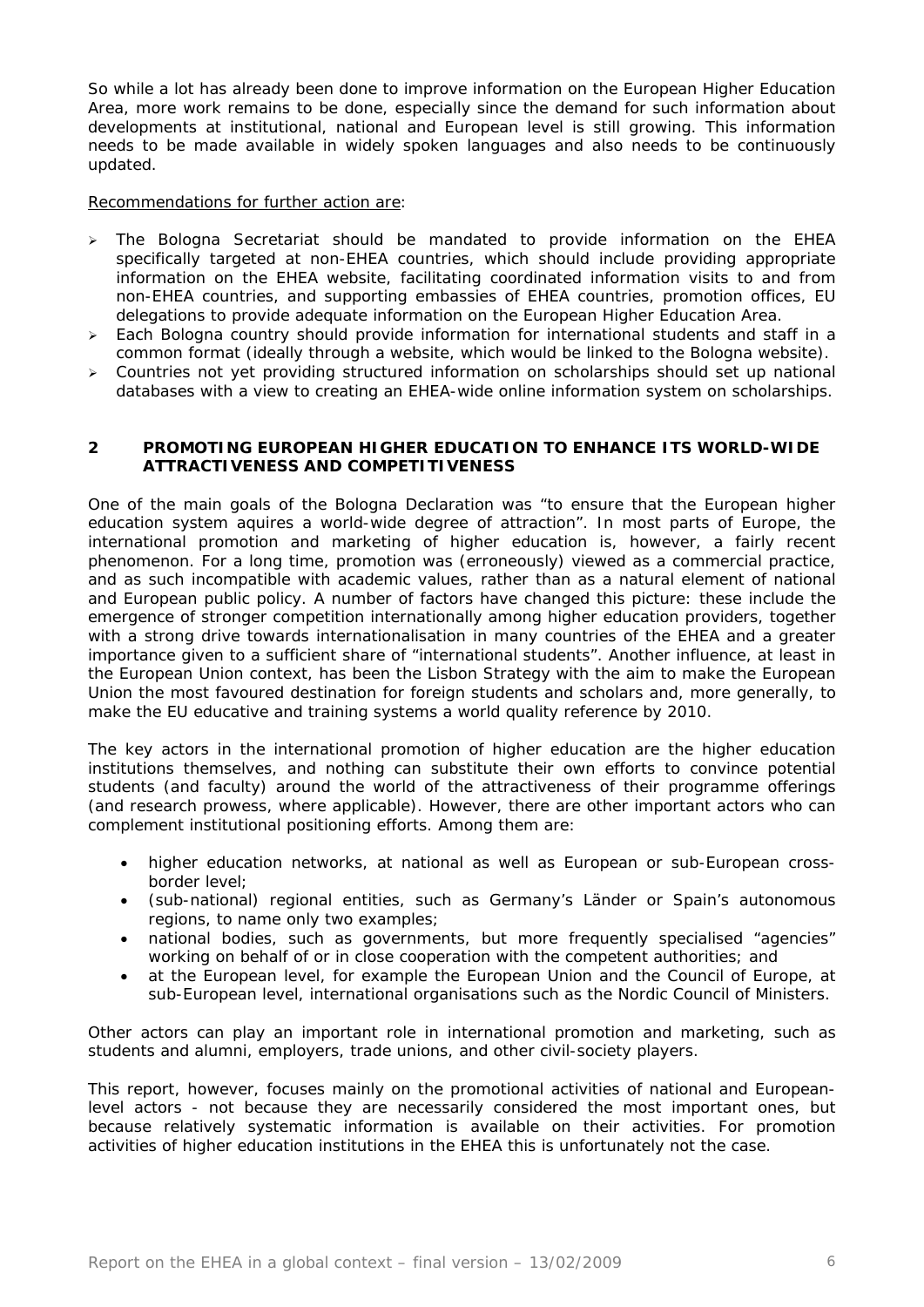So while a lot has already been done to improve information on the European Higher Education Area, more work remains to be done, especially since the demand for such information about developments at institutional, national and European level is still growing. This information needs to be made available in widely spoken languages and also needs to be continuously updated.

<u>Recommendations for further action are</u>:

- The Bologna Secretariat should be mandated to provide information on the EHEA specifically targeted at non-EHEA countries, which should include providing appropriate information on the EHEA website, facilitating coordinated information visits to and from non-EHEA countries, and supporting embassies of EHEA countries, promotion offices, EU delegations to provide adequate information on the European Higher Education Area.
- Each Bologna country should provide information for international students and staff in a common format (ideally through a website, which would be linked to the Bologna website).
- Countries not yet providing structured information on scholarships should set up national databases with a view to creating an EHEA-wide online information system on scholarships.

## 2 PROMOTING EUROPEAN HIGHER EDUCATION TO ENHANCE ITS WORLD-WIDE ATTRACTIVENESS AND COMPETITIVENESS

One of the main goals of the Bologna Declaration was "to ensure that the European higher education system aquires a world-wide degree of attraction". In most parts of Europe, the international promotion and marketing of higher education is, however, a fairly recent phenomenon. For a long time, promotion was (erroneously) viewed as a commercial practice, and as such incompatible with academic values, rather than as a natural element of national and European public policy. A number of factors have changed this picture: these include the emergence of stronger competition internationally among higher education providers, together with a strong drive towards internationalisation in many countries of the EHEA and a greater importance given to a sufficient share of "international students". Another influence, at least in the European Union context, has been the Lisbon Strategy with the aim to make the European Union the most favoured destination for foreign students and scholars and, more generally, to make the EU educative and training systems a world quality reference by 2010.

The key actors in the international promotion of higher education are the higher education institutions themselves, and nothing can substitute their own efforts to convince potential students (and faculty) around the world of the attractiveness of their programme offerings (and research prowess, where applicable). However, there are other important actors who can complement institutional positioning efforts. Among them are:

- higher education networks, at national as well as European or sub-European cross-border level;
- (sub-national) regional entities, such as Germany's Länder or Spain's autonomous regions, to name only two examples;
- national bodies, such as governments, but more frequently specialised "agencies" working on behalf of or in close cooperation with the competent authorities; and
- at the European level, for example the European Union and the Council of Europe, at sub-European level, international organisations such as the Nordic Council of Ministers.

Other actors can play an important role in international promotion and marketing, such as students and alumni, employers, trade unions, and other civil-society players.

This report, however, focuses mainly on the promotional activities of national and European-level actors - not because they are necessarily considered the most important ones, but because relatively systematic information is available on their activities. For promotion activities of higher education institutions in the EHEA this is unfortunately not the case.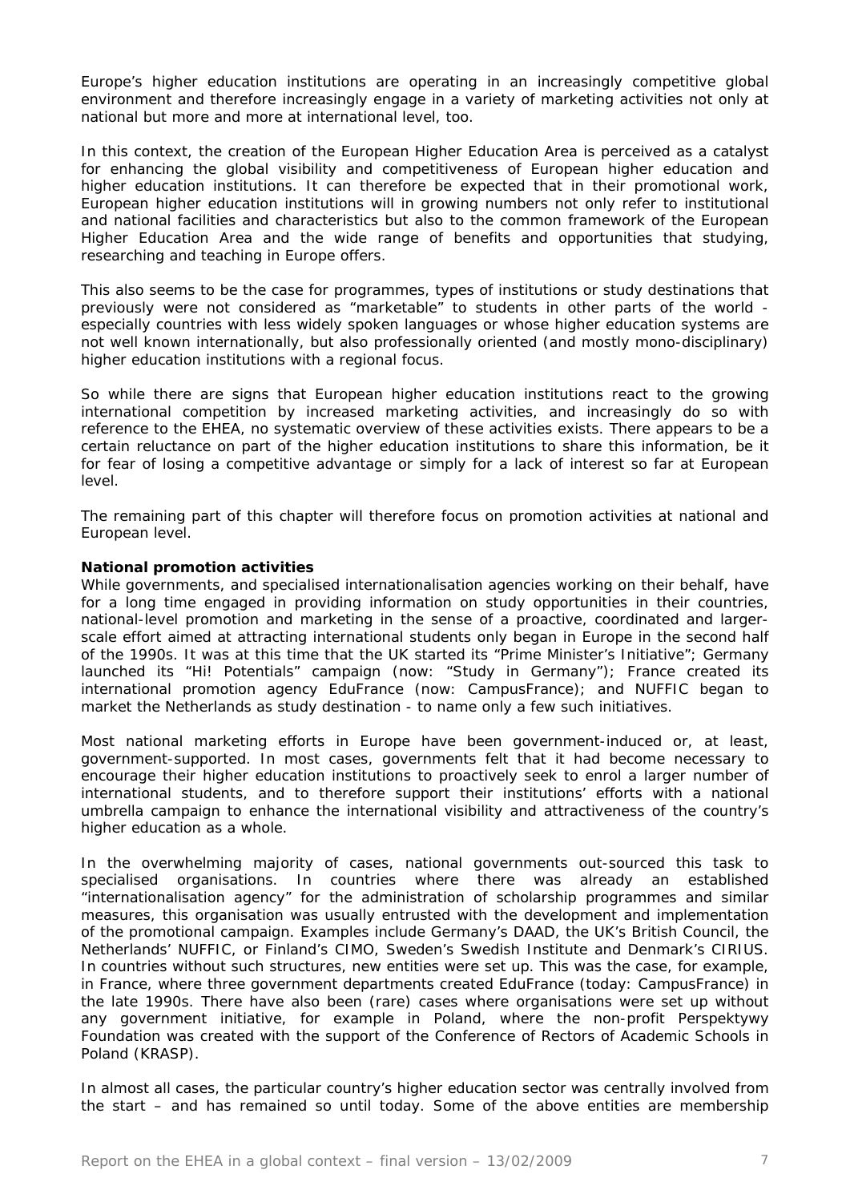Europe's higher education institutions are operating in an increasingly competitive global environment and therefore increasingly engage in a variety of marketing activities not only at national but more and more at international level, too.

In this context, the creation of the European Higher Education Area is perceived as a catalyst for enhancing the global visibility and competitiveness of European higher education and higher education institutions. It can therefore be expected that in their promotional work, European higher education institutions will in growing numbers not only refer to institutional and national facilities and characteristics but also to the common framework of the European Higher Education Area and the wide range of benefits and opportunities that studying, researching and teaching in Europe offers.

This also seems to be the case for programmes, types of institutions or study destinations that previously were not considered as "marketable" to students in other parts of the world - especially countries with less widely spoken languages or whose higher education systems are not well known internationally, but also professionally oriented (and mostly mono-disciplinary) higher education institutions with a regional focus.

So while there are signs that European higher education institutions react to the growing international competition by increased marketing activities, and increasingly do so with reference to the EHEA, no systematic overview of these activities exists. There appears to be a certain reluctance on part of the higher education institutions to share this information, be it for fear of losing a competitive advantage or simply for a lack of interest so far at European level.

The remaining part of this chapter will therefore focus on promotion activities at national and European level.

**National promotion activities**

While governments, and specialised internationalisation agencies working on their behalf, have for a long time engaged in providing information on study opportunities in their countries, national-level promotion and marketing in the sense of a proactive, coordinated and larger-scale effort aimed at attracting international students only began in Europe in the second half of the 1990s. It was at this time that the UK started its "Prime Minister's Initiative"; Germany launched its "Hi! Potentials" campaign (now: "Study in Germany"); France created its international promotion agency EduFrance (now: CampusFrance); and NUFFIC began to market the Netherlands as study destination - to name only a few such initiatives.

Most national marketing efforts in Europe have been government-induced or, at least, government-supported. In most cases, governments felt that it had become necessary to encourage their higher education institutions to proactively seek to enrol a larger number of international students, and to therefore support their institutions' efforts with a national umbrella campaign to enhance the international visibility and attractiveness of the country's higher education as a whole.

In the overwhelming majority of cases, national governments out-sourced this task to specialised organisations. In countries where there was already an established "internationalisation agency" for the administration of scholarship programmes and similar measures, this organisation was usually entrusted with the development and implementation of the promotional campaign. Examples include Germany's DAAD, the UK's British Council, the Netherlands' NUFFIC, or Finland's CIMO, Sweden's Swedish Institute and Denmark's CIRIUS. In countries without such structures, new entities were set up. This was the case, for example, in France, where three government departments created EduFrance (today: CampusFrance) in the late 1990s. There have also been (rare) cases where organisations were set up without any government initiative, for example in Poland, where the non-profit Perspektywy Foundation was created with the support of the Conference of Rectors of Academic Schools in Poland (KRASP).

In almost all cases, the particular country's higher education sector was centrally involved from the start – and has remained so until today. Some of the above entities are membership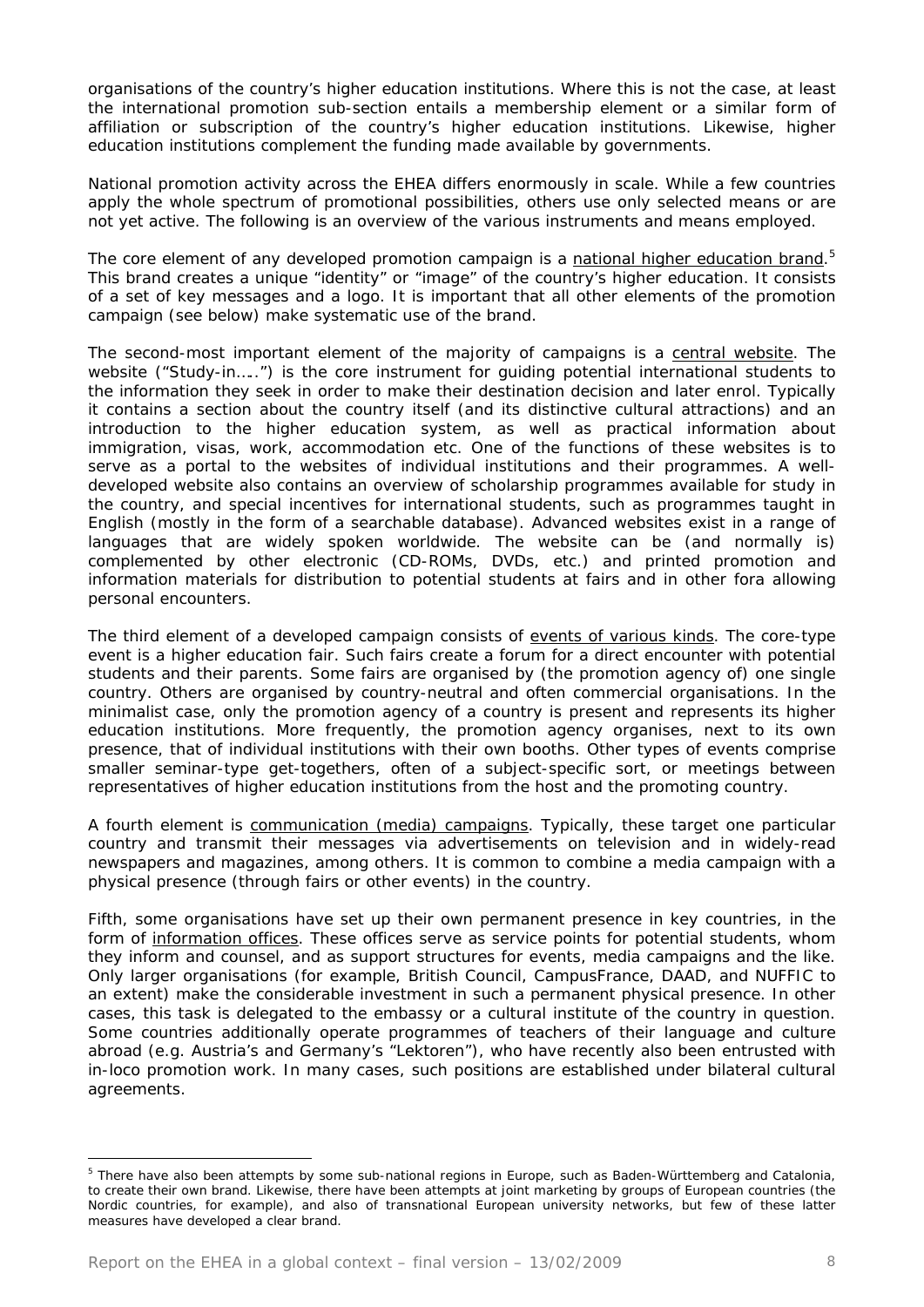organisations of the country's higher education institutions. Where this is not the case, at least the international promotion sub-section entails a membership element or a similar form of affiliation or subscription of the country's higher education institutions. Likewise, higher education institutions complement the funding made available by governments.

National promotion activity across the EHEA differs enormously in scale. While a few countries apply the whole spectrum of promotional possibilities, others use only selected means or are not yet active. The following is an overview of the various instruments and means employed.

The core element of any developed promotion campaign is a national higher education brand.[5] This brand creates a unique "identity" or "image" of the country's higher education. It consists of a set of key messages and a logo. It is important that all other elements of the promotion campaign (see below) make systematic use of the brand.

The second-most important element of the majority of campaigns is a central website. The website ("Study-in…..") is the core instrument for guiding potential international students to the information they seek in order to make their destination decision and later enrol. Typically it contains a section about the country itself (and its distinctive cultural attractions) and an introduction to the higher education system, as well as practical information about immigration, visas, work, accommodation etc. One of the functions of these websites is to serve as a portal to the websites of individual institutions and their programmes. A well-developed website also contains an overview of scholarship programmes available for study in the country, and special incentives for international students, such as programmes taught in English (mostly in the form of a searchable database). Advanced websites exist in a range of languages that are widely spoken worldwide. The website can be (and normally is) complemented by other electronic (CD-ROMs, DVDs, etc.) and printed promotion and information materials for distribution to potential students at fairs and in other fora allowing personal encounters.

The third element of a developed campaign consists of events of various kinds. The core-type event is a higher education fair. Such fairs create a forum for a direct encounter with potential students and their parents. Some fairs are organised by (the promotion agency of) one single country. Others are organised by country-neutral and often commercial organisations. In the minimalist case, only the promotion agency of a country is present and represents its higher education institutions. More frequently, the promotion agency organises, next to its own presence, that of individual institutions with their own booths. Other types of events comprise smaller seminar-type get-togethers, often of a subject-specific sort, or meetings between representatives of higher education institutions from the host and the promoting country.

A fourth element is communication (media) campaigns. Typically, these target one particular country and transmit their messages via advertisements on television and in widely-read newspapers and magazines, among others. It is common to combine a media campaign with a physical presence (through fairs or other events) in the country.

Fifth, some organisations have set up their own permanent presence in key countries, in the form of information offices. These offices serve as service points for potential students, whom they inform and counsel, and as support structures for events, media campaigns and the like. Only larger organisations (for example, British Council, CampusFrance, DAAD, and NUFFIC to an extent) make the considerable investment in such a permanent physical presence. In other cases, this task is delegated to the embassy or a cultural institute of the country in question. Some countries additionally operate programmes of teachers of their language and culture abroad (e.g. Austria's and Germany's "Lektoren"), who have recently also been entrusted with in-loco promotion work. In many cases, such positions are established under bilateral cultural agreements.

[5] There have also been attempts by some sub-national regions in Europe, such as Baden-Württemberg and Catalonia, to create their own brand. Likewise, there have been attempts at joint marketing by groups of European countries (the Nordic countries, for example), and also of transnational European university networks, but few of these latter measures have developed a clear brand.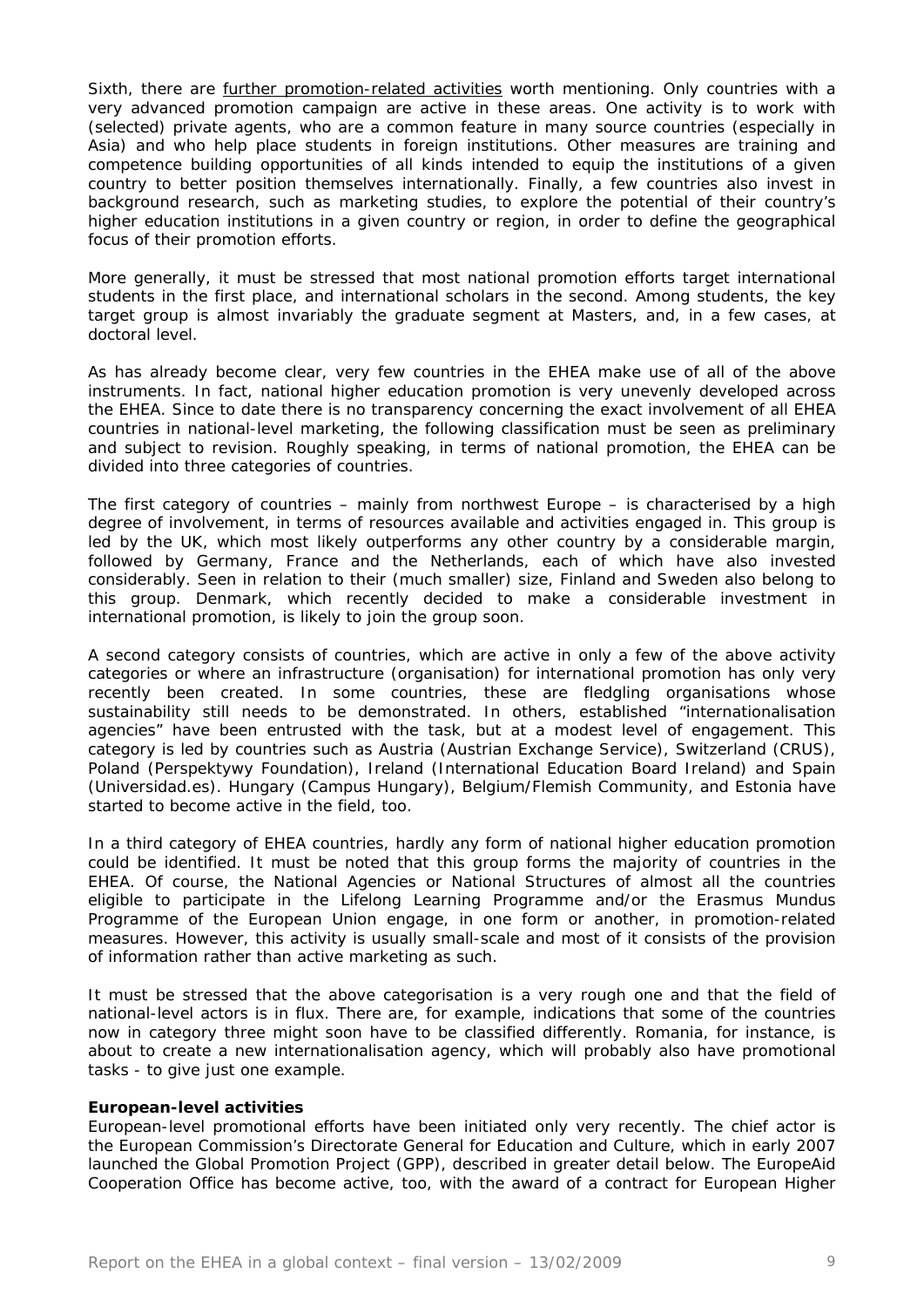Sixth, there are further promotion-related activities worth mentioning. Only countries with a very advanced promotion campaign are active in these areas. One activity is to work with (selected) private agents, who are a common feature in many source countries (especially in Asia) and who help place students in foreign institutions. Other measures are training and competence building opportunities of all kinds intended to equip the institutions of a given country to better position themselves internationally. Finally, a few countries also invest in background research, such as marketing studies, to explore the potential of their country's higher education institutions in a given country or region, in order to define the geographical focus of their promotion efforts.

More generally, it must be stressed that most national promotion efforts target international students in the first place, and international scholars in the second. Among students, the key target group is almost invariably the graduate segment at Masters, and, in a few cases, at doctoral level.

As has already become clear, very few countries in the EHEA make use of all of the above instruments. In fact, national higher education promotion is very unevenly developed across the EHEA. Since to date there is no transparency concerning the exact involvement of all EHEA countries in national-level marketing, the following classification must be seen as preliminary and subject to revision. Roughly speaking, in terms of national promotion, the EHEA can be divided into three categories of countries.

The first category of countries – mainly from northwest Europe – is characterised by a high degree of involvement, in terms of resources available and activities engaged in. This group is led by the UK, which most likely outperforms any other country by a considerable margin, followed by Germany, France and the Netherlands, each of which have also invested considerably. Seen in relation to their (much smaller) size, Finland and Sweden also belong to this group. Denmark, which recently decided to make a considerable investment in international promotion, is likely to join the group soon.

A second category consists of countries, which are active in only a few of the above activity categories or where an infrastructure (organisation) for international promotion has only very recently been created. In some countries, these are fledgling organisations whose sustainability still needs to be demonstrated. In others, established "internationalisation agencies" have been entrusted with the task, but at a modest level of engagement. This category is led by countries such as Austria (Austrian Exchange Service), Switzerland (CRUS), Poland (Perspektywy Foundation), Ireland (International Education Board Ireland) and Spain (Universidad.es). Hungary (Campus Hungary), Belgium/Flemish Community, and Estonia have started to become active in the field, too.

In a third category of EHEA countries, hardly any form of national higher education promotion could be identified. It must be noted that this group forms the majority of countries in the EHEA. Of course, the National Agencies or National Structures of almost all the countries eligible to participate in the Lifelong Learning Programme and/or the Erasmus Mundus Programme of the European Union engage, in one form or another, in promotion-related measures. However, this activity is usually small-scale and most of it consists of the provision of information rather than active marketing as such.

It must be stressed that the above categorisation is a very rough one and that the field of national-level actors is in flux. There are, for example, indications that some of the countries now in category three might soon have to be classified differently. Romania, for instance, is about to create a new internationalisation agency, which will probably also have promotional tasks - to give just one example.

**European-level activities**

European-level promotional efforts have been initiated only very recently. The chief actor is the European Commission's Directorate General for Education and Culture, which in early 2007 launched the Global Promotion Project (GPP), described in greater detail below. The EuropeAid Cooperation Office has become active, too, with the award of a contract for European Higher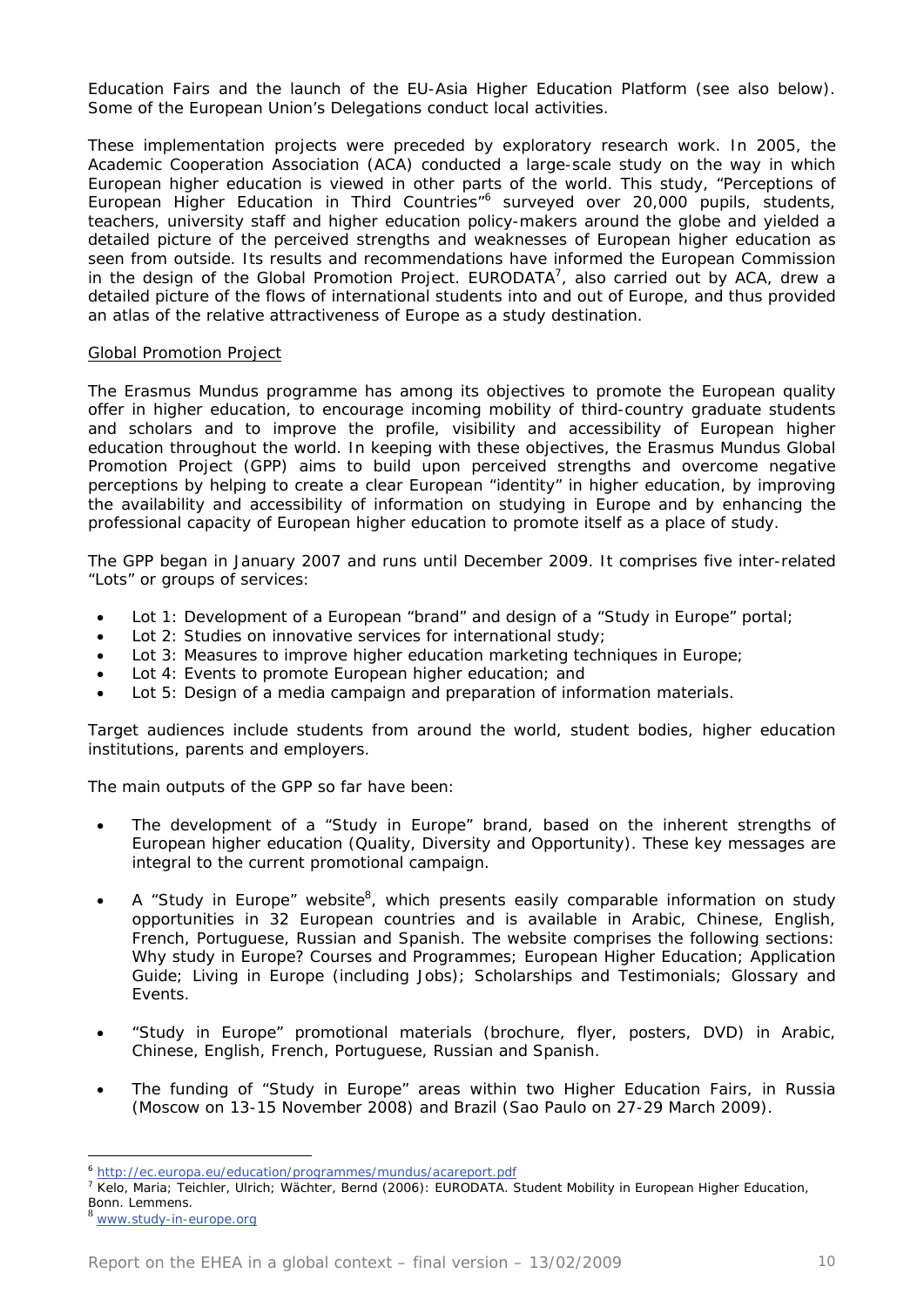Education Fairs and the launch of the EU-Asia Higher Education Platform (see also below). Some of the European Union's Delegations conduct local activities.

These implementation projects were preceded by exploratory research work. In 2005, the Academic Cooperation Association (ACA) conducted a large-scale study on the way in which European higher education is viewed in other parts of the world. This study, "Perceptions of European Higher Education in Third Countries"[6] surveyed over 20,000 pupils, students, teachers, university staff and higher education policy-makers around the globe and yielded a detailed picture of the perceived strengths and weaknesses of European higher education as seen from outside. Its results and recommendations have informed the European Commission in the design of the Global Promotion Project. EURODATA[7], also carried out by ACA, drew a detailed picture of the flows of international students into and out of Europe, and thus provided an atlas of the relative attractiveness of Europe as a study destination.

Global Promotion Project

The Erasmus Mundus programme has among its objectives to promote the European quality offer in higher education, to encourage incoming mobility of third-country graduate students and scholars and to improve the profile, visibility and accessibility of European higher education throughout the world. In keeping with these objectives, the Erasmus Mundus Global Promotion Project (GPP) aims to build upon perceived strengths and overcome negative perceptions by helping to create a clear European "identity" in higher education, by improving the availability and accessibility of information on studying in Europe and by enhancing the professional capacity of European higher education to promote itself as a place of study.

The GPP began in January 2007 and runs until December 2009. It comprises five inter-related "Lots" or groups of services:

- Lot 1: Development of a European "brand" and design of a "Study in Europe" portal;
- Lot 2: Studies on innovative services for international study;
- Lot 3: Measures to improve higher education marketing techniques in Europe;
- Lot 4: Events to promote European higher education; and
- Lot 5: Design of a media campaign and preparation of information materials.

Target audiences include students from around the world, student bodies, higher education institutions, parents and employers.

The main outputs of the GPP so far have been:

- The development of a "Study in Europe" brand, based on the inherent strengths of European higher education (Quality, Diversity and Opportunity). These key messages are integral to the current promotional campaign.
- A "Study in Europe" website[8], which presents easily comparable information on study opportunities in 32 European countries and is available in Arabic, Chinese, English, French, Portuguese, Russian and Spanish. The website comprises the following sections: Why study in Europe? Courses and Programmes; European Higher Education; Application Guide; Living in Europe (including Jobs); Scholarships and Testimonials; Glossary and Events.
- "Study in Europe" promotional materials (brochure, flyer, posters, DVD) in Arabic, Chinese, English, French, Portuguese, Russian and Spanish.
- The funding of "Study in Europe" areas within two Higher Education Fairs, in Russia (Moscow on 13-15 November 2008) and Brazil (Sao Paulo on 27-29 March 2009).

[6] http://ec.europa.eu/education/programmes/mundus/acareport.pdf

[7] Kelo, Maria; Teichler, Ulrich; Wächter, Bernd (2006): EURODATA. Student Mobility in European Higher Education, Bonn. Lemmens.

[8] www.study-in-europe.org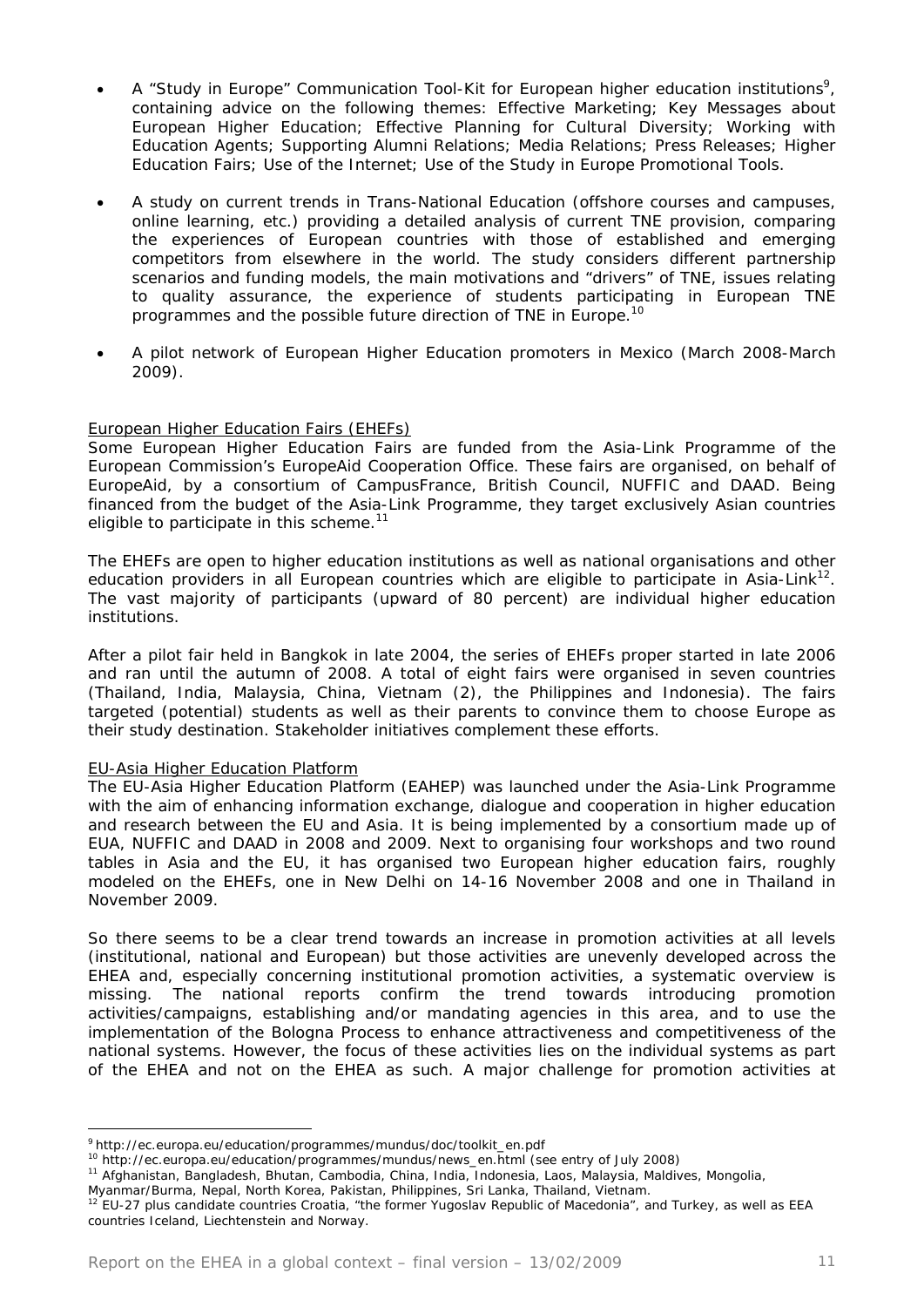- A "Study in Europe" Communication Tool-Kit for European higher education institutions[9], containing advice on the following themes: Effective Marketing; Key Messages about European Higher Education; Effective Planning for Cultural Diversity; Working with Education Agents; Supporting Alumni Relations; Media Relations; Press Releases; Higher Education Fairs; Use of the Internet; Use of the Study in Europe Promotional Tools.

- A study on current trends in Trans-National Education (offshore courses and campuses, online learning, etc.) providing a detailed analysis of current TNE provision, comparing the experiences of European countries with those of established and emerging competitors from elsewhere in the world. The study considers different partnership scenarios and funding models, the main motivations and "drivers" of TNE, issues relating to quality assurance, the experience of students participating in European TNE programmes and the possible future direction of TNE in Europe.[10]

- A pilot network of European Higher Education promoters in Mexico (March 2008-March 2009).

European Higher Education Fairs (EHEFs)

Some European Higher Education Fairs are funded from the Asia-Link Programme of the European Commission's EuropeAid Cooperation Office. These fairs are organised, on behalf of EuropeAid, by a consortium of CampusFrance, British Council, NUFFIC and DAAD. Being financed from the budget of the Asia-Link Programme, they target exclusively Asian countries eligible to participate in this scheme.[11]

The EHEFs are open to higher education institutions as well as national organisations and other education providers in all European countries which are eligible to participate in Asia-Link[12]. The vast majority of participants (upward of 80 percent) are individual higher education institutions.

After a pilot fair held in Bangkok in late 2004, the series of EHEFs proper started in late 2006 and ran until the autumn of 2008. A total of eight fairs were organised in seven countries (Thailand, India, Malaysia, China, Vietnam (2), the Philippines and Indonesia). The fairs targeted (potential) students as well as their parents to convince them to choose Europe as their study destination. Stakeholder initiatives complement these efforts.

EU-Asia Higher Education Platform

The EU-Asia Higher Education Platform (EAHEP) was launched under the Asia-Link Programme with the aim of enhancing information exchange, dialogue and cooperation in higher education and research between the EU and Asia. It is being implemented by a consortium made up of EUA, NUFFIC and DAAD in 2008 and 2009. Next to organising four workshops and two round tables in Asia and the EU, it has organised two European higher education fairs, roughly modeled on the EHEFs, one in New Delhi on 14-16 November 2008 and one in Thailand in November 2009.

So there seems to be a clear trend towards an increase in promotion activities at all levels (institutional, national and European) but those activities are unevenly developed across the EHEA and, especially concerning institutional promotion activities, a systematic overview is missing. The national reports confirm the trend towards introducing promotion activities/campaigns, establishing and/or mandating agencies in this area, and to use the implementation of the Bologna Process to enhance attractiveness and competitiveness of the national systems. However, the focus of these activities lies on the individual systems as part of the EHEA and not on the EHEA as such. A major challenge for promotion activities at

[9] http://ec.europa.eu/education/programmes/mundus/doc/toolkit_en.pdf

[10] http://ec.europa.eu/education/programmes/mundus/news_en.html (see entry of July 2008)

[11] Afghanistan, Bangladesh, Bhutan, Cambodia, China, India, Indonesia, Laos, Malaysia, Maldives, Mongolia, Myanmar/Burma, Nepal, North Korea, Pakistan, Philippines, Sri Lanka, Thailand, Vietnam.

[12] EU-27 plus candidate countries Croatia, "the former Yugoslav Republic of Macedonia", and Turkey, as well as EEA countries Iceland, Liechtenstein and Norway.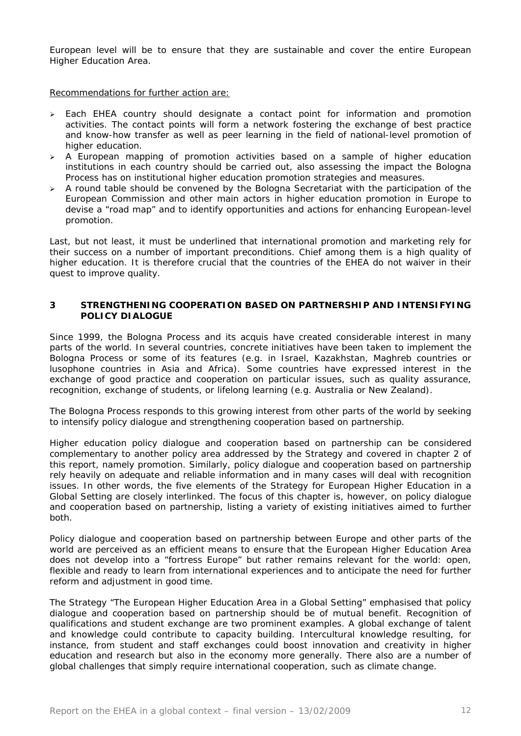European level will be to ensure that they are sustainable and cover the entire European Higher Education Area.

Recommendations for further action are:

- Each EHEA country should designate a contact point for information and promotion activities. The contact points will form a network fostering the exchange of best practice and know-how transfer as well as peer learning in the field of national-level promotion of higher education.
- A European mapping of promotion activities based on a sample of higher education institutions in each country should be carried out, also assessing the impact the Bologna Process has on institutional higher education promotion strategies and measures.
- A round table should be convened by the Bologna Secretariat with the participation of the European Commission and other main actors in higher education promotion in Europe to devise a "road map" and to identify opportunities and actions for enhancing European-level promotion.

Last, but not least, it must be underlined that international promotion and marketing rely for their success on a number of important preconditions. Chief among them is a high quality of higher education. It is therefore crucial that the countries of the EHEA do not waiver in their quest to improve quality.

## 3 STRENGTHENING COOPERATION BASED ON PARTNERSHIP AND INTENSIFYING POLICY DIALOGUE

Since 1999, the Bologna Process and its acquis have created considerable interest in many parts of the world. In several countries, concrete initiatives have been taken to implement the Bologna Process or some of its features (e.g. in Israel, Kazakhstan, Maghreb countries or lusophone countries in Asia and Africa). Some countries have expressed interest in the exchange of good practice and cooperation on particular issues, such as quality assurance, recognition, exchange of students, or lifelong learning (e.g. Australia or New Zealand).

The Bologna Process responds to this growing interest from other parts of the world by seeking to intensify policy dialogue and strengthening cooperation based on partnership.

Higher education policy dialogue and cooperation based on partnership can be considered complementary to another policy area addressed by the Strategy and covered in chapter 2 of this report, namely promotion. Similarly, policy dialogue and cooperation based on partnership rely heavily on adequate and reliable information and in many cases will deal with recognition issues. In other words, the five elements of the Strategy for European Higher Education in a Global Setting are closely interlinked. The focus of this chapter is, however, on policy dialogue and cooperation based on partnership, listing a variety of existing initiatives aimed to further both.

Policy dialogue and cooperation based on partnership between Europe and other parts of the world are perceived as an efficient means to ensure that the European Higher Education Area does not develop into a "fortress Europe" but rather remains relevant for the world: open, flexible and ready to learn from international experiences and to anticipate the need for further reform and adjustment in good time.

The Strategy "The European Higher Education Area in a Global Setting" emphasised that policy dialogue and cooperation based on partnership should be of mutual benefit. Recognition of qualifications and student exchange are two prominent examples. A global exchange of talent and knowledge could contribute to capacity building. Intercultural knowledge resulting, for instance, from student and staff exchanges could boost innovation and creativity in higher education and research but also in the economy more generally. There also are a number of global challenges that simply require international cooperation, such as climate change.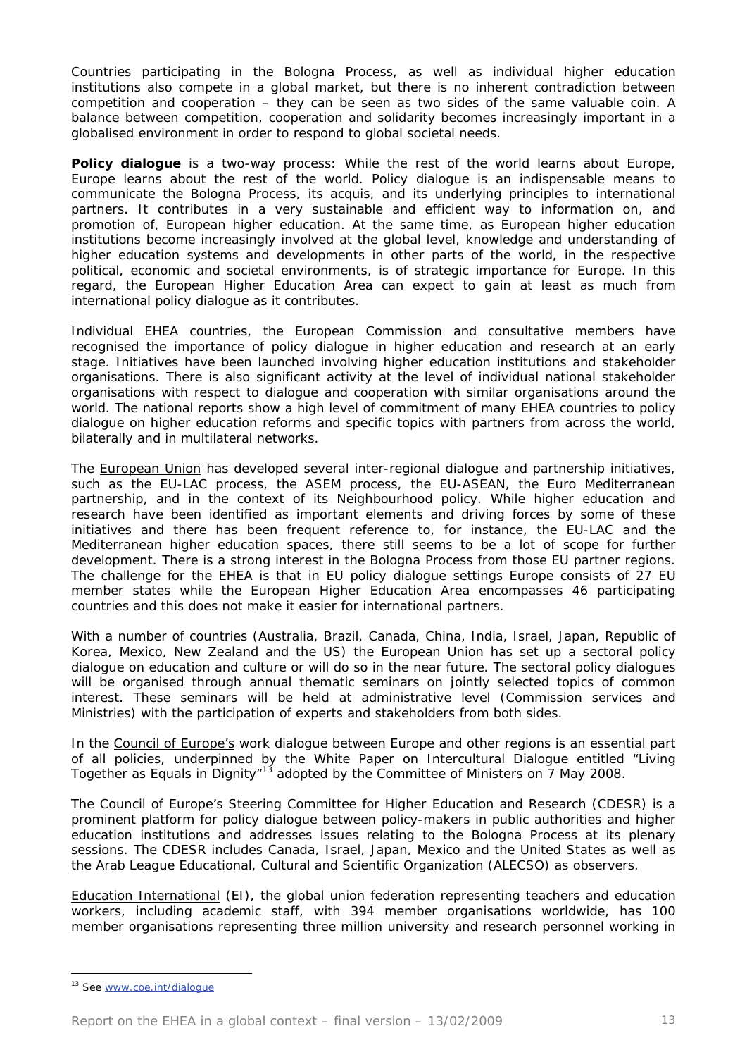Countries participating in the Bologna Process, as well as individual higher education institutions also compete in a global market, but there is no inherent contradiction between competition and cooperation – they can be seen as two sides of the same valuable coin. A balance between competition, cooperation and solidarity becomes increasingly important in a globalised environment in order to respond to global societal needs.

**Policy dialogue** is a two-way process: While the rest of the world learns about Europe, Europe learns about the rest of the world. Policy dialogue is an indispensable means to communicate the Bologna Process, its acquis, and its underlying principles to international partners. It contributes in a very sustainable and efficient way to information on, and promotion of, European higher education. At the same time, as European higher education institutions become increasingly involved at the global level, knowledge and understanding of higher education systems and developments in other parts of the world, in the respective political, economic and societal environments, is of strategic importance for Europe. In this regard, the European Higher Education Area can expect to gain at least as much from international policy dialogue as it contributes.

Individual EHEA countries, the European Commission and consultative members have recognised the importance of policy dialogue in higher education and research at an early stage. Initiatives have been launched involving higher education institutions and stakeholder organisations. There is also significant activity at the level of individual national stakeholder organisations with respect to dialogue and cooperation with similar organisations around the world. The national reports show a high level of commitment of many EHEA countries to policy dialogue on higher education reforms and specific topics with partners from across the world, bilaterally and in multilateral networks.

The European Union has developed several inter-regional dialogue and partnership initiatives, such as the EU-LAC process, the ASEM process, the EU-ASEAN, the Euro Mediterranean partnership, and in the context of its Neighbourhood policy. While higher education and research have been identified as important elements and driving forces by some of these initiatives and there has been frequent reference to, for instance, the EU-LAC and the Mediterranean higher education spaces, there still seems to be a lot of scope for further development. There is a strong interest in the Bologna Process from those EU partner regions. The challenge for the EHEA is that in EU policy dialogue settings Europe consists of 27 EU member states while the European Higher Education Area encompasses 46 participating countries and this does not make it easier for international partners.

With a number of countries (Australia, Brazil, Canada, China, India, Israel, Japan, Republic of Korea, Mexico, New Zealand and the US) the European Union has set up a sectoral policy dialogue on education and culture or will do so in the near future. The sectoral policy dialogues will be organised through annual thematic seminars on jointly selected topics of common interest. These seminars will be held at administrative level (Commission services and Ministries) with the participation of experts and stakeholders from both sides.

In the Council of Europe's work dialogue between Europe and other regions is an essential part of all policies, underpinned by the White Paper on Intercultural Dialogue entitled "Living Together as Equals in Dignity"[13] adopted by the Committee of Ministers on 7 May 2008.

The Council of Europe's Steering Committee for Higher Education and Research (CDESR) is a prominent platform for policy dialogue between policy-makers in public authorities and higher education institutions and addresses issues relating to the Bologna Process at its plenary sessions. The CDESR includes Canada, Israel, Japan, Mexico and the United States as well as the Arab League Educational, Cultural and Scientific Organization (ALECSO) as observers.

Education International (EI), the global union federation representing teachers and education workers, including academic staff, with 394 member organisations worldwide, has 100 member organisations representing three million university and research personnel working in

---

[13] See www.coe.int/dialogue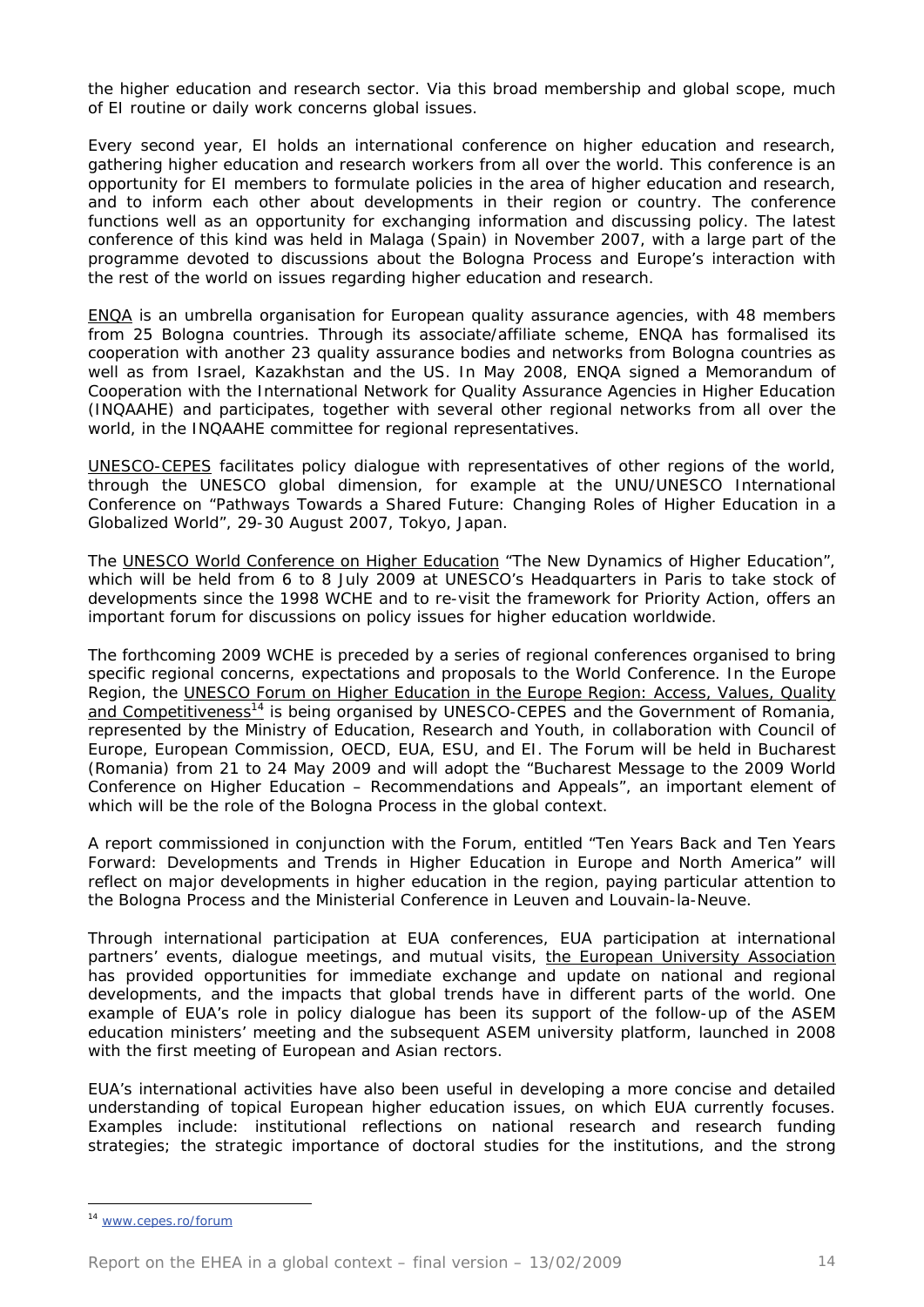the higher education and research sector. Via this broad membership and global scope, much of EI routine or daily work concerns global issues.

Every second year, EI holds an international conference on higher education and research, gathering higher education and research workers from all over the world. This conference is an opportunity for EI members to formulate policies in the area of higher education and research, and to inform each other about developments in their region or country. The conference functions well as an opportunity for exchanging information and discussing policy. The latest conference of this kind was held in Malaga (Spain) in November 2007, with a large part of the programme devoted to discussions about the Bologna Process and Europe's interaction with the rest of the world on issues regarding higher education and research.

ENQA is an umbrella organisation for European quality assurance agencies, with 48 members from 25 Bologna countries. Through its associate/affiliate scheme, ENQA has formalised its cooperation with another 23 quality assurance bodies and networks from Bologna countries as well as from Israel, Kazakhstan and the US. In May 2008, ENQA signed a Memorandum of Cooperation with the International Network for Quality Assurance Agencies in Higher Education (INQAAHE) and participates, together with several other regional networks from all over the world, in the INQAAHE committee for regional representatives.

UNESCO-CEPES facilitates policy dialogue with representatives of other regions of the world, through the UNESCO global dimension, for example at the UNU/UNESCO International Conference on "Pathways Towards a Shared Future: Changing Roles of Higher Education in a Globalized World", 29-30 August 2007, Tokyo, Japan.

The UNESCO World Conference on Higher Education "The New Dynamics of Higher Education", which will be held from 6 to 8 July 2009 at UNESCO's Headquarters in Paris to take stock of developments since the 1998 WCHE and to re-visit the framework for Priority Action, offers an important forum for discussions on policy issues for higher education worldwide.

The forthcoming 2009 WCHE is preceded by a series of regional conferences organised to bring specific regional concerns, expectations and proposals to the World Conference. In the Europe Region, the UNESCO Forum on Higher Education in the Europe Region: Access, Values, Quality and Competitiveness[14] is being organised by UNESCO-CEPES and the Government of Romania, represented by the Ministry of Education, Research and Youth, in collaboration with Council of Europe, European Commission, OECD, EUA, ESU, and EI. The Forum will be held in Bucharest (Romania) from 21 to 24 May 2009 and will adopt the "Bucharest Message to the 2009 World Conference on Higher Education – Recommendations and Appeals", an important element of which will be the role of the Bologna Process in the global context.

A report commissioned in conjunction with the Forum, entitled "Ten Years Back and Ten Years Forward: Developments and Trends in Higher Education in Europe and North America" will reflect on major developments in higher education in the region, paying particular attention to the Bologna Process and the Ministerial Conference in Leuven and Louvain-la-Neuve.

Through international participation at EUA conferences, EUA participation at international partners' events, dialogue meetings, and mutual visits, the European University Association has provided opportunities for immediate exchange and update on national and regional developments, and the impacts that global trends have in different parts of the world. One example of EUA's role in policy dialogue has been its support of the follow-up of the ASEM education ministers' meeting and the subsequent ASEM university platform, launched in 2008 with the first meeting of European and Asian rectors.

EUA's international activities have also been useful in developing a more concise and detailed understanding of topical European higher education issues, on which EUA currently focuses. Examples include: institutional reflections on national research and research funding strategies; the strategic importance of doctoral studies for the institutions, and the strong

[14] www.cepes.ro/forum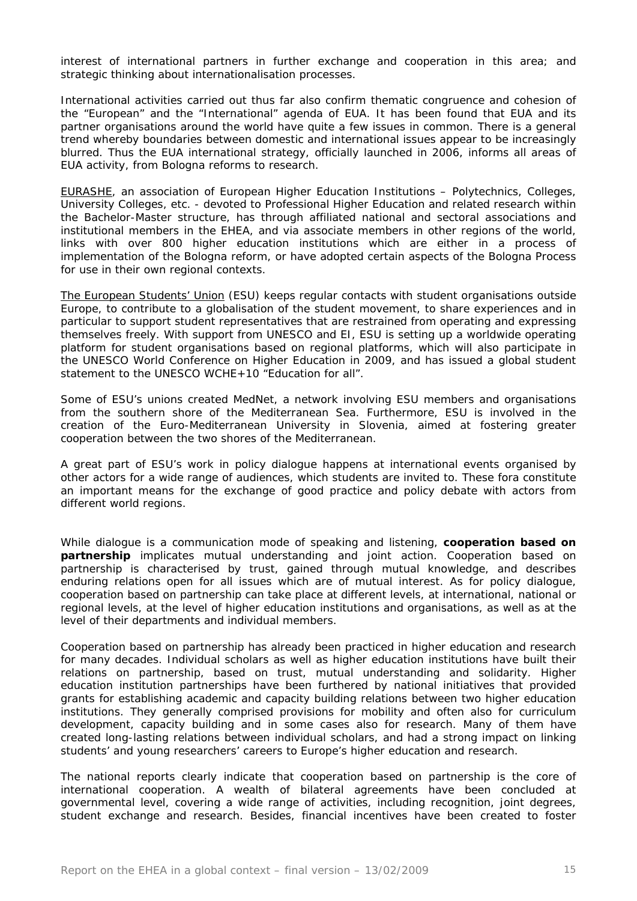interest of international partners in further exchange and cooperation in this area; and strategic thinking about internationalisation processes.

International activities carried out thus far also confirm thematic congruence and cohesion of the "European" and the "International" agenda of EUA. It has been found that EUA and its partner organisations around the world have quite a few issues in common. There is a general trend whereby boundaries between domestic and international issues appear to be increasingly blurred. Thus the EUA international strategy, officially launched in 2006, informs all areas of EUA activity, from Bologna reforms to research.

EURASHE, an association of European Higher Education Institutions – Polytechnics, Colleges, University Colleges, etc. - devoted to Professional Higher Education and related research within the Bachelor-Master structure, has through affiliated national and sectoral associations and institutional members in the EHEA, and via associate members in other regions of the world, links with over 800 higher education institutions which are either in a process of implementation of the Bologna reform, or have adopted certain aspects of the Bologna Process for use in their own regional contexts.

The European Students' Union (ESU) keeps regular contacts with student organisations outside Europe, to contribute to a globalisation of the student movement, to share experiences and in particular to support student representatives that are restrained from operating and expressing themselves freely. With support from UNESCO and EI, ESU is setting up a worldwide operating platform for student organisations based on regional platforms, which will also participate in the UNESCO World Conference on Higher Education in 2009, and has issued a global student statement to the UNESCO WCHE+10 "Education for all".

Some of ESU's unions created MedNet, a network involving ESU members and organisations from the southern shore of the Mediterranean Sea. Furthermore, ESU is involved in the creation of the Euro-Mediterranean University in Slovenia, aimed at fostering greater cooperation between the two shores of the Mediterranean.

A great part of ESU's work in policy dialogue happens at international events organised by other actors for a wide range of audiences, which students are invited to. These fora constitute an important means for the exchange of good practice and policy debate with actors from different world regions.

While dialogue is a communication mode of speaking and listening, **cooperation based on partnership** implicates mutual understanding and joint action. Cooperation based on partnership is characterised by trust, gained through mutual knowledge, and describes enduring relations open for all issues which are of mutual interest. As for policy dialogue, cooperation based on partnership can take place at different levels, at international, national or regional levels, at the level of higher education institutions and organisations, as well as at the level of their departments and individual members.

Cooperation based on partnership has already been practiced in higher education and research for many decades. Individual scholars as well as higher education institutions have built their relations on partnership, based on trust, mutual understanding and solidarity. Higher education institution partnerships have been furthered by national initiatives that provided grants for establishing academic and capacity building relations between two higher education institutions. They generally comprised provisions for mobility and often also for curriculum development, capacity building and in some cases also for research. Many of them have created long-lasting relations between individual scholars, and had a strong impact on linking students' and young researchers' careers to Europe's higher education and research.

The national reports clearly indicate that cooperation based on partnership is the core of international cooperation. A wealth of bilateral agreements have been concluded at governmental level, covering a wide range of activities, including recognition, joint degrees, student exchange and research. Besides, financial incentives have been created to foster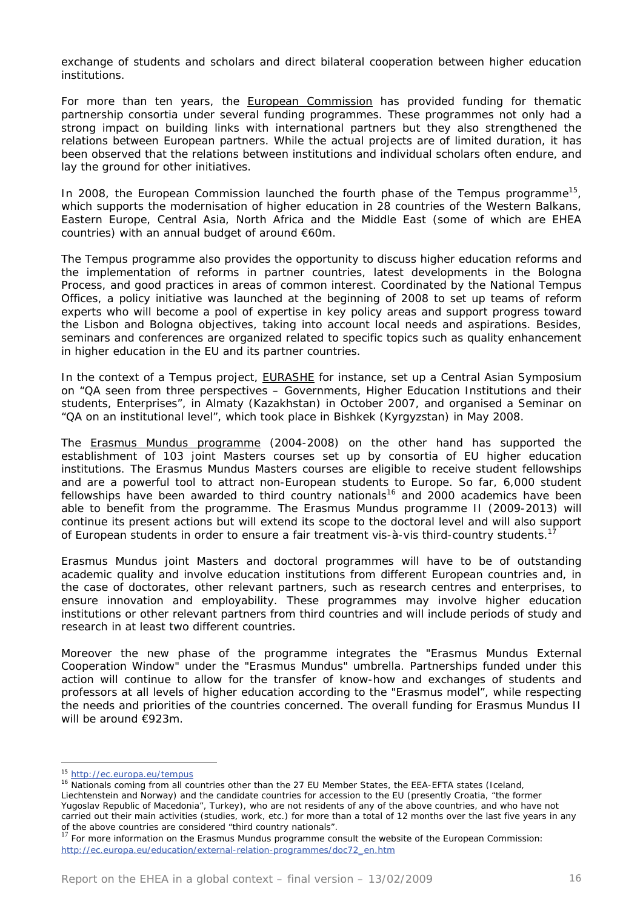exchange of students and scholars and direct bilateral cooperation between higher education institutions.

For more than ten years, the European Commission has provided funding for thematic partnership consortia under several funding programmes. These programmes not only had a strong impact on building links with international partners but they also strengthened the relations between European partners. While the actual projects are of limited duration, it has been observed that the relations between institutions and individual scholars often endure, and lay the ground for other initiatives.

In 2008, the European Commission launched the fourth phase of the Tempus programme[15], which supports the modernisation of higher education in 28 countries of the Western Balkans, Eastern Europe, Central Asia, North Africa and the Middle East (some of which are EHEA countries) with an annual budget of around €60m.

The Tempus programme also provides the opportunity to discuss higher education reforms and the implementation of reforms in partner countries, latest developments in the Bologna Process, and good practices in areas of common interest. Coordinated by the National Tempus Offices, a policy initiative was launched at the beginning of 2008 to set up teams of reform experts who will become a pool of expertise in key policy areas and support progress toward the Lisbon and Bologna objectives, taking into account local needs and aspirations. Besides, seminars and conferences are organized related to specific topics such as quality enhancement in higher education in the EU and its partner countries.

In the context of a Tempus project, EURASHE for instance, set up a Central Asian Symposium on "QA seen from three perspectives – Governments, Higher Education Institutions and their students, Enterprises", in Almaty (Kazakhstan) in October 2007, and organised a Seminar on "QA on an institutional level", which took place in Bishkek (Kyrgyzstan) in May 2008.

The Erasmus Mundus programme (2004-2008) on the other hand has supported the establishment of 103 joint Masters courses set up by consortia of EU higher education institutions. The Erasmus Mundus Masters courses are eligible to receive student fellowships and are a powerful tool to attract non-European students to Europe. So far, 6,000 student fellowships have been awarded to third country nationals[16] and 2000 academics have been able to benefit from the programme. The Erasmus Mundus programme II (2009-2013) will continue its present actions but will extend its scope to the doctoral level and will also support of European students in order to ensure a fair treatment vis-à-vis third-country students.[17]

Erasmus Mundus joint Masters and doctoral programmes will have to be of outstanding academic quality and involve education institutions from different European countries and, in the case of doctorates, other relevant partners, such as research centres and enterprises, to ensure innovation and employability. These programmes may involve higher education institutions or other relevant partners from third countries and will include periods of study and research in at least two different countries.

Moreover the new phase of the programme integrates the "Erasmus Mundus External Cooperation Window" under the "Erasmus Mundus" umbrella. Partnerships funded under this action will continue to allow for the transfer of know-how and exchanges of students and professors at all levels of higher education according to the "Erasmus model", while respecting the needs and priorities of the countries concerned. The overall funding for Erasmus Mundus II will be around €923m.

---

[15] http://ec.europa.eu/tempus

[16] Nationals coming from all countries other than the 27 EU Member States, the EEA-EFTA states (Iceland, Liechtenstein and Norway) and the candidate countries for accession to the EU (presently Croatia, "the former Yugoslav Republic of Macedonia", Turkey), who are not residents of any of the above countries, and who have not carried out their main activities (studies, work, etc.) for more than a total of 12 months over the last five years in any of the above countries are considered "third country nationals".

[17] For more information on the Erasmus Mundus programme consult the website of the European Commission: http://ec.europa.eu/education/external-relation-programmes/doc72_en.htm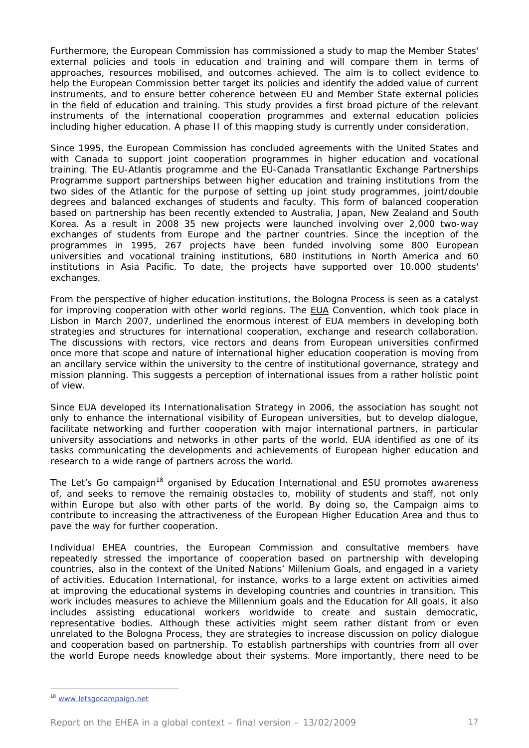Furthermore, the European Commission has commissioned a study to map the Member States' external policies and tools in education and training and will compare them in terms of approaches, resources mobilised, and outcomes achieved. The aim is to collect evidence to help the European Commission better target its policies and identify the added value of current instruments, and to ensure better coherence between EU and Member State external policies in the field of education and training. This study provides a first broad picture of the relevant instruments of the international cooperation programmes and external education policies including higher education. A phase II of this mapping study is currently under consideration.

Since 1995, the European Commission has concluded agreements with the United States and with Canada to support joint cooperation programmes in higher education and vocational training. The EU-Atlantis programme and the EU-Canada Transatlantic Exchange Partnerships Programme support partnerships between higher education and training institutions from the two sides of the Atlantic for the purpose of setting up joint study programmes, joint/double degrees and balanced exchanges of students and faculty. This form of balanced cooperation based on partnership has been recently extended to Australia, Japan, New Zealand and South Korea. As a result in 2008 35 new projects were launched involving over 2,000 two-way exchanges of students from Europe and the partner countries. Since the inception of the programmes in 1995, 267 projects have been funded involving some 800 European universities and vocational training institutions, 680 institutions in North America and 60 institutions in Asia Pacific. To date, the projects have supported over 10.000 students' exchanges.

From the perspective of higher education institutions, the Bologna Process is seen as a catalyst for improving cooperation with other world regions. The EUA Convention, which took place in Lisbon in March 2007, underlined the enormous interest of EUA members in developing both strategies and structures for international cooperation, exchange and research collaboration. The discussions with rectors, vice rectors and deans from European universities confirmed once more that scope and nature of international higher education cooperation is moving from an ancillary service within the university to the centre of institutional governance, strategy and mission planning. This suggests a perception of international issues from a rather holistic point of view.

Since EUA developed its Internationalisation Strategy in 2006, the association has sought not only to enhance the international visibility of European universities, but to develop dialogue, facilitate networking and further cooperation with major international partners, in particular university associations and networks in other parts of the world. EUA identified as one of its tasks communicating the developments and achievements of European higher education and research to a wide range of partners across the world.

The Let's Go campaign[18] organised by Education International and ESU promotes awareness of, and seeks to remove the remainig obstacles to, mobility of students and staff, not only within Europe but also with other parts of the world. By doing so, the Campaign aims to contribute to increasing the attractiveness of the European Higher Education Area and thus to pave the way for further cooperation.

Individual EHEA countries, the European Commission and consultative members have repeatedly stressed the importance of cooperation based on partnership with developing countries, also in the context of the United Nations' Millenium Goals, and engaged in a variety of activities. Education International, for instance, works to a large extent on activities aimed at improving the educational systems in developing countries and countries in transition. This work includes measures to achieve the Millennium goals and the Education for All goals, it also includes assisting educational workers worldwide to create and sustain democratic, representative bodies. Although these activities might seem rather distant from or even unrelated to the Bologna Process, they are strategies to increase discussion on policy dialogue and cooperation based on partnership. To establish partnerships with countries from all over the world Europe needs knowledge about their systems. More importantly, there need to be

[18] www.letsgocampaign.net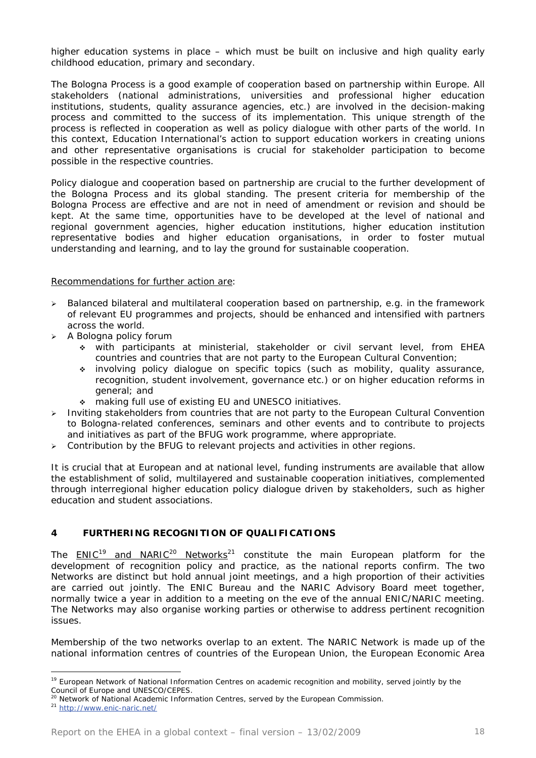higher education systems in place – which must be built on inclusive and high quality early childhood education, primary and secondary.

The Bologna Process is a good example of cooperation based on partnership within Europe. All stakeholders (national administrations, universities and professional higher education institutions, students, quality assurance agencies, etc.) are involved in the decision-making process and committed to the success of its implementation. This unique strength of the process is reflected in cooperation as well as policy dialogue with other parts of the world. In this context, Education International's action to support education workers in creating unions and other representative organisations is crucial for stakeholder participation to become possible in the respective countries.

Policy dialogue and cooperation based on partnership are crucial to the further development of the Bologna Process and its global standing. The present criteria for membership of the Bologna Process are effective and are not in need of amendment or revision and should be kept. At the same time, opportunities have to be developed at the level of national and regional government agencies, higher education institutions, higher education institution representative bodies and higher education organisations, in order to foster mutual understanding and learning, and to lay the ground for sustainable cooperation.

Recommendations for further action are:

- Balanced bilateral and multilateral cooperation based on partnership, e.g. in the framework of relevant EU programmes and projects, should be enhanced and intensified with partners across the world.
- A Bologna policy forum
  - with participants at ministerial, stakeholder or civil servant level, from EHEA countries and countries that are not party to the European Cultural Convention;
  - involving policy dialogue on specific topics (such as mobility, quality assurance, recognition, student involvement, governance etc.) or on higher education reforms in general; and
  - making full use of existing EU and UNESCO initiatives.
- Inviting stakeholders from countries that are not party to the European Cultural Convention to Bologna-related conferences, seminars and other events and to contribute to projects and initiatives as part of the BFUG work programme, where appropriate.
- Contribution by the BFUG to relevant projects and activities in other regions.

It is crucial that at European and at national level, funding instruments are available that allow the establishment of solid, multilayered and sustainable cooperation initiatives, complemented through interregional higher education policy dialogue driven by stakeholders, such as higher education and student associations.

## 4 FURTHERING RECOGNITION OF QUALIFICATIONS

The ENIC[19] and NARIC[20] Networks[21] constitute the main European platform for the development of recognition policy and practice, as the national reports confirm. The two Networks are distinct but hold annual joint meetings, and a high proportion of their activities are carried out jointly. The ENIC Bureau and the NARIC Advisory Board meet together, normally twice a year in addition to a meeting on the eve of the annual ENIC/NARIC meeting. The Networks may also organise working parties or otherwise to address pertinent recognition issues.

Membership of the two networks overlap to an extent. The NARIC Network is made up of the national information centres of countries of the European Union, the European Economic Area

[19] European Network of National Information Centres on academic recognition and mobility, served jointly by the Council of Europe and UNESCO/CEPES.

[20] Network of National Academic Information Centres, served by the European Commission.

[21] http://www.enic-naric.net/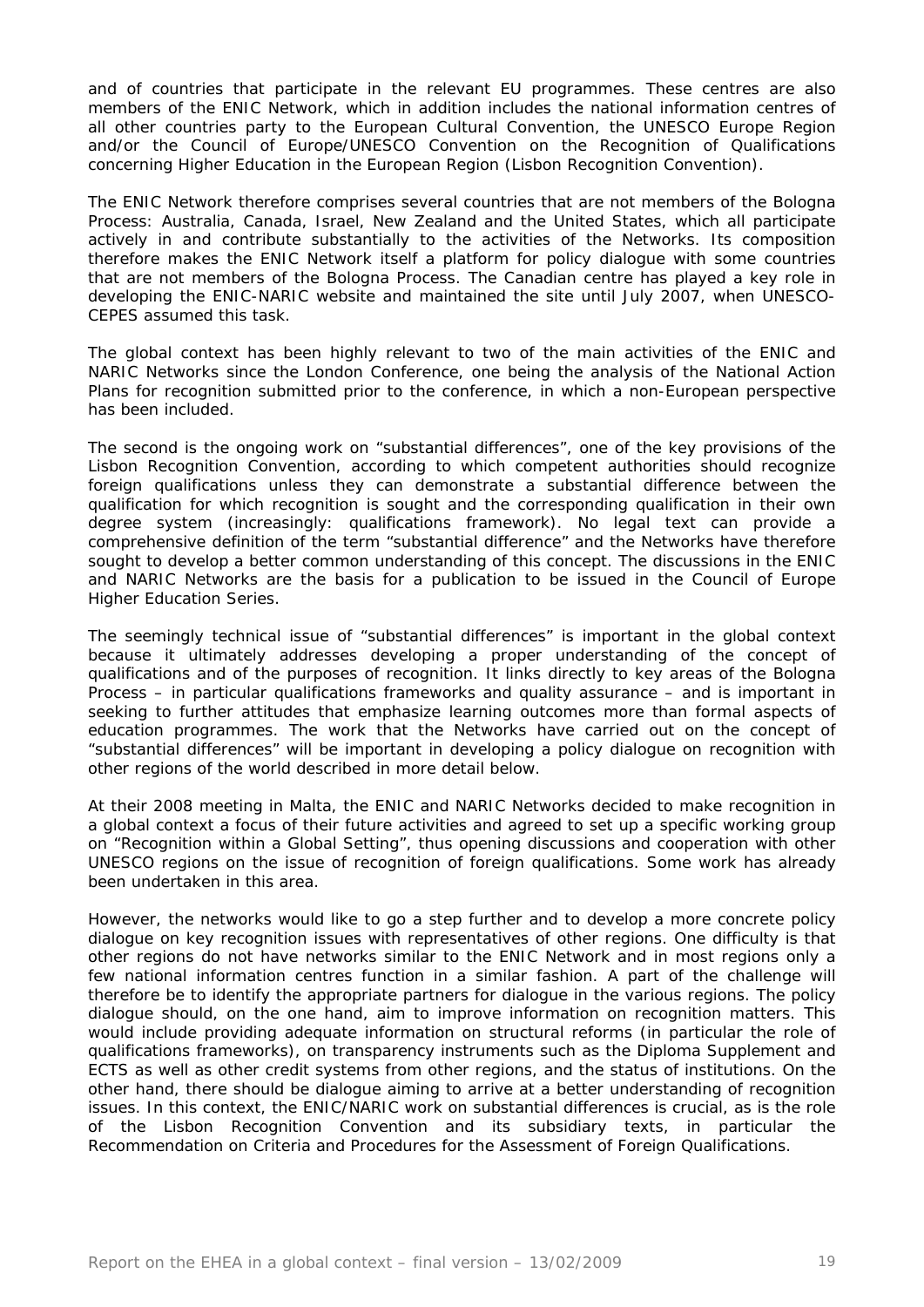and of countries that participate in the relevant EU programmes. These centres are also members of the ENIC Network, which in addition includes the national information centres of all other countries party to the European Cultural Convention, the UNESCO Europe Region and/or the Council of Europe/UNESCO Convention on the Recognition of Qualifications concerning Higher Education in the European Region (Lisbon Recognition Convention).

The ENIC Network therefore comprises several countries that are not members of the Bologna Process: Australia, Canada, Israel, New Zealand and the United States, which all participate actively in and contribute substantially to the activities of the Networks. Its composition therefore makes the ENIC Network itself a platform for policy dialogue with some countries that are not members of the Bologna Process. The Canadian centre has played a key role in developing the ENIC-NARIC website and maintained the site until July 2007, when UNESCO-CEPES assumed this task.

The global context has been highly relevant to two of the main activities of the ENIC and NARIC Networks since the London Conference, one being the analysis of the National Action Plans for recognition submitted prior to the conference, in which a non-European perspective has been included.

The second is the ongoing work on "substantial differences", one of the key provisions of the Lisbon Recognition Convention, according to which competent authorities should recognize foreign qualifications unless they can demonstrate a substantial difference between the qualification for which recognition is sought and the corresponding qualification in their own degree system (increasingly: qualifications framework). No legal text can provide a comprehensive definition of the term "substantial difference" and the Networks have therefore sought to develop a better common understanding of this concept. The discussions in the ENIC and NARIC Networks are the basis for a publication to be issued in the Council of Europe Higher Education Series.

The seemingly technical issue of "substantial differences" is important in the global context because it ultimately addresses developing a proper understanding of the concept of qualifications and of the purposes of recognition. It links directly to key areas of the Bologna Process – in particular qualifications frameworks and quality assurance – and is important in seeking to further attitudes that emphasize learning outcomes more than formal aspects of education programmes. The work that the Networks have carried out on the concept of "substantial differences" will be important in developing a policy dialogue on recognition with other regions of the world described in more detail below.

At their 2008 meeting in Malta, the ENIC and NARIC Networks decided to make recognition in a global context a focus of their future activities and agreed to set up a specific working group on "Recognition within a Global Setting", thus opening discussions and cooperation with other UNESCO regions on the issue of recognition of foreign qualifications. Some work has already been undertaken in this area.

However, the networks would like to go a step further and to develop a more concrete policy dialogue on key recognition issues with representatives of other regions. One difficulty is that other regions do not have networks similar to the ENIC Network and in most regions only a few national information centres function in a similar fashion. A part of the challenge will therefore be to identify the appropriate partners for dialogue in the various regions. The policy dialogue should, on the one hand, aim to improve information on recognition matters. This would include providing adequate information on structural reforms (in particular the role of qualifications frameworks), on transparency instruments such as the Diploma Supplement and ECTS as well as other credit systems from other regions, and the status of institutions. On the other hand, there should be dialogue aiming to arrive at a better understanding of recognition issues. In this context, the ENIC/NARIC work on substantial differences is crucial, as is the role of the Lisbon Recognition Convention and its subsidiary texts, in particular the Recommendation on Criteria and Procedures for the Assessment of Foreign Qualifications.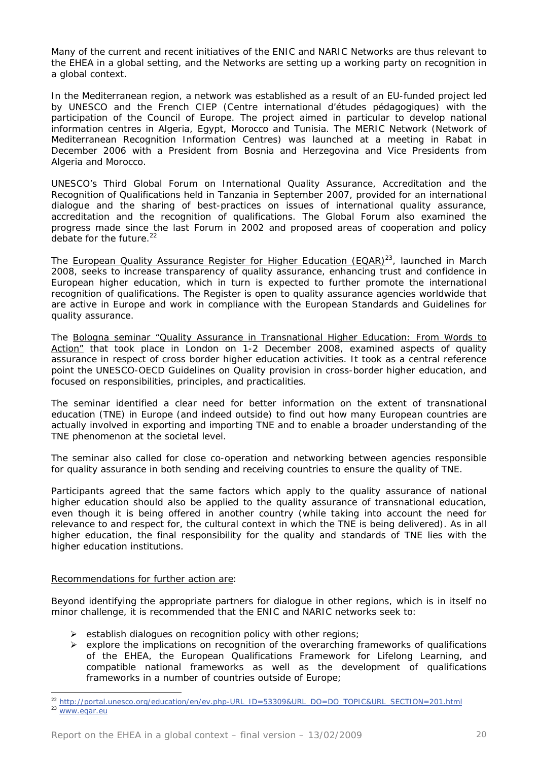Many of the current and recent initiatives of the ENIC and NARIC Networks are thus relevant to the EHEA in a global setting, and the Networks are setting up a working party on recognition in a global context.

In the Mediterranean region, a network was established as a result of an EU-funded project led by UNESCO and the French CIEP (Centre international d'études pédagogiques) with the participation of the Council of Europe. The project aimed in particular to develop national information centres in Algeria, Egypt, Morocco and Tunisia. The MERIC Network (Network of Mediterranean Recognition Information Centres) was launched at a meeting in Rabat in December 2006 with a President from Bosnia and Herzegovina and Vice Presidents from Algeria and Morocco.

UNESCO's Third Global Forum on International Quality Assurance, Accreditation and the Recognition of Qualifications held in Tanzania in September 2007, provided for an international dialogue and the sharing of best-practices on issues of international quality assurance, accreditation and the recognition of qualifications. The Global Forum also examined the progress made since the last Forum in 2002 and proposed areas of cooperation and policy debate for the future.[22]

The European Quality Assurance Register for Higher Education (EQAR)[23], launched in March 2008, seeks to increase transparency of quality assurance, enhancing trust and confidence in European higher education, which in turn is expected to further promote the international recognition of qualifications. The Register is open to quality assurance agencies worldwide that are active in Europe and work in compliance with the European Standards and Guidelines for quality assurance.

The Bologna seminar "Quality Assurance in Transnational Higher Education: From Words to Action" that took place in London on 1-2 December 2008, examined aspects of quality assurance in respect of cross border higher education activities. It took as a central reference point the UNESCO-OECD Guidelines on Quality provision in cross-border higher education, and focused on responsibilities, principles, and practicalities.

The seminar identified a clear need for better information on the extent of transnational education (TNE) in Europe (and indeed outside) to find out how many European countries are actually involved in exporting and importing TNE and to enable a broader understanding of the TNE phenomenon at the societal level.

The seminar also called for close co-operation and networking between agencies responsible for quality assurance in both sending and receiving countries to ensure the quality of TNE.

Participants agreed that the same factors which apply to the quality assurance of national higher education should also be applied to the quality assurance of transnational education, even though it is being offered in another country (while taking into account the need for relevance to and respect for, the cultural context in which the TNE is being delivered). As in all higher education, the final responsibility for the quality and standards of TNE lies with the higher education institutions.

Recommendations for further action are:

Beyond identifying the appropriate partners for dialogue in other regions, which is in itself no minor challenge, it is recommended that the ENIC and NARIC networks seek to:

- establish dialogues on recognition policy with other regions;
- explore the implications on recognition of the overarching frameworks of qualifications of the EHEA, the European Qualifications Framework for Lifelong Learning, and compatible national frameworks as well as the development of qualifications frameworks in a number of countries outside of Europe;

[22] http://portal.unesco.org/education/en/ev.php-URL_ID=53309&URL_DO=DO_TOPIC&URL_SECTION=201.html
[23] www.eqar.eu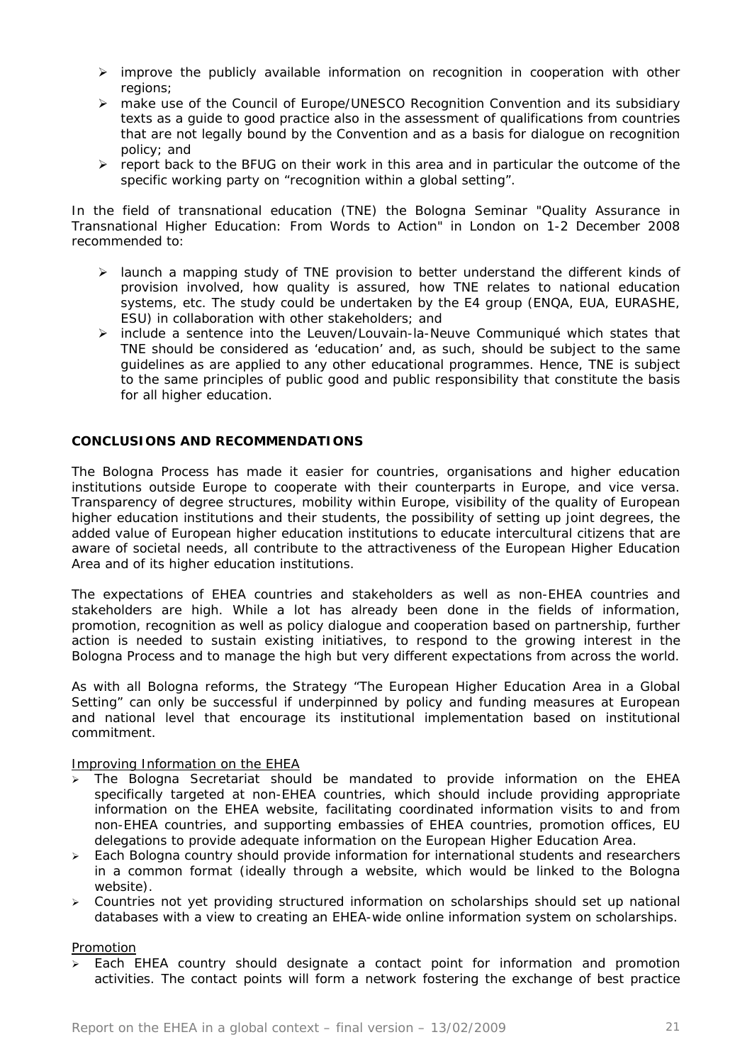- improve the publicly available information on recognition in cooperation with other regions;
- make use of the Council of Europe/UNESCO Recognition Convention and its subsidiary texts as a guide to good practice also in the assessment of qualifications from countries that are not legally bound by the Convention and as a basis for dialogue on recognition policy; and
- report back to the BFUG on their work in this area and in particular the outcome of the specific working party on "recognition within a global setting".

In the field of transnational education (TNE) the Bologna Seminar "Quality Assurance in Transnational Higher Education: From Words to Action" in London on 1-2 December 2008 recommended to:

- launch a mapping study of TNE provision to better understand the different kinds of provision involved, how quality is assured, how TNE relates to national education systems, etc. The study could be undertaken by the E4 group (ENQA, EUA, EURASHE, ESU) in collaboration with other stakeholders; and
- include a sentence into the Leuven/Louvain-la-Neuve Communiqué which states that TNE should be considered as 'education' and, as such, should be subject to the same guidelines as are applied to any other educational programmes. Hence, TNE is subject to the same principles of public good and public responsibility that constitute the basis for all higher education.

**CONCLUSIONS AND RECOMMENDATIONS**

The Bologna Process has made it easier for countries, organisations and higher education institutions outside Europe to cooperate with their counterparts in Europe, and vice versa. Transparency of degree structures, mobility within Europe, visibility of the quality of European higher education institutions and their students, the possibility of setting up joint degrees, the added value of European higher education institutions to educate intercultural citizens that are aware of societal needs, all contribute to the attractiveness of the European Higher Education Area and of its higher education institutions.

The expectations of EHEA countries and stakeholders as well as non-EHEA countries and stakeholders are high. While a lot has already been done in the fields of information, promotion, recognition as well as policy dialogue and cooperation based on partnership, further action is needed to sustain existing initiatives, to respond to the growing interest in the Bologna Process and to manage the high but very different expectations from across the world.

As with all Bologna reforms, the Strategy "The European Higher Education Area in a Global Setting" can only be successful if underpinned by policy and funding measures at European and national level that encourage its institutional implementation based on institutional commitment.

Improving Information on the EHEA

- The Bologna Secretariat should be mandated to provide information on the EHEA specifically targeted at non-EHEA countries, which should include providing appropriate information on the EHEA website, facilitating coordinated information visits to and from non-EHEA countries, and supporting embassies of EHEA countries, promotion offices, EU delegations to provide adequate information on the European Higher Education Area.
- Each Bologna country should provide information for international students and researchers in a common format (ideally through a website, which would be linked to the Bologna website).
- Countries not yet providing structured information on scholarships should set up national databases with a view to creating an EHEA-wide online information system on scholarships.

Promotion

- Each EHEA country should designate a contact point for information and promotion activities. The contact points will form a network fostering the exchange of best practice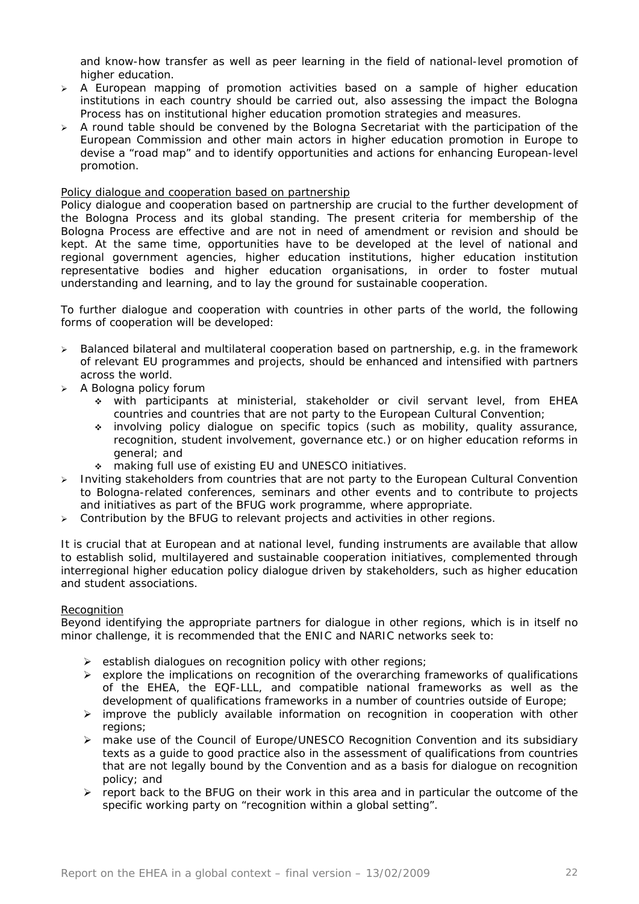and know-how transfer as well as peer learning in the field of national-level promotion of higher education.

- A European mapping of promotion activities based on a sample of higher education institutions in each country should be carried out, also assessing the impact the Bologna Process has on institutional higher education promotion strategies and measures.
- A round table should be convened by the Bologna Secretariat with the participation of the European Commission and other main actors in higher education promotion in Europe to devise a "road map" and to identify opportunities and actions for enhancing European-level promotion.

Policy dialogue and cooperation based on partnership

Policy dialogue and cooperation based on partnership are crucial to the further development of the Bologna Process and its global standing. The present criteria for membership of the Bologna Process are effective and are not in need of amendment or revision and should be kept. At the same time, opportunities have to be developed at the level of national and regional government agencies, higher education institutions, higher education institution representative bodies and higher education organisations, in order to foster mutual understanding and learning, and to lay the ground for sustainable cooperation.

To further dialogue and cooperation with countries in other parts of the world, the following forms of cooperation will be developed:

- Balanced bilateral and multilateral cooperation based on partnership, e.g. in the framework of relevant EU programmes and projects, should be enhanced and intensified with partners across the world.
- A Bologna policy forum
  - with participants at ministerial, stakeholder or civil servant level, from EHEA countries and countries that are not party to the European Cultural Convention;
  - involving policy dialogue on specific topics (such as mobility, quality assurance, recognition, student involvement, governance etc.) or on higher education reforms in general; and
  - making full use of existing EU and UNESCO initiatives.
- Inviting stakeholders from countries that are not party to the European Cultural Convention to Bologna-related conferences, seminars and other events and to contribute to projects and initiatives as part of the BFUG work programme, where appropriate.
- Contribution by the BFUG to relevant projects and activities in other regions.

It is crucial that at European and at national level, funding instruments are available that allow to establish solid, multilayered and sustainable cooperation initiatives, complemented through interregional higher education policy dialogue driven by stakeholders, such as higher education and student associations.

Recognition

Beyond identifying the appropriate partners for dialogue in other regions, which is in itself no minor challenge, it is recommended that the ENIC and NARIC networks seek to:

- establish dialogues on recognition policy with other regions;
- explore the implications on recognition of the overarching frameworks of qualifications of the EHEA, the EQF-LLL, and compatible national frameworks as well as the development of qualifications frameworks in a number of countries outside of Europe;
- improve the publicly available information on recognition in cooperation with other regions;
- make use of the Council of Europe/UNESCO Recognition Convention and its subsidiary texts as a guide to good practice also in the assessment of qualifications from countries that are not legally bound by the Convention and as a basis for dialogue on recognition policy; and
- report back to the BFUG on their work in this area and in particular the outcome of the specific working party on "recognition within a global setting".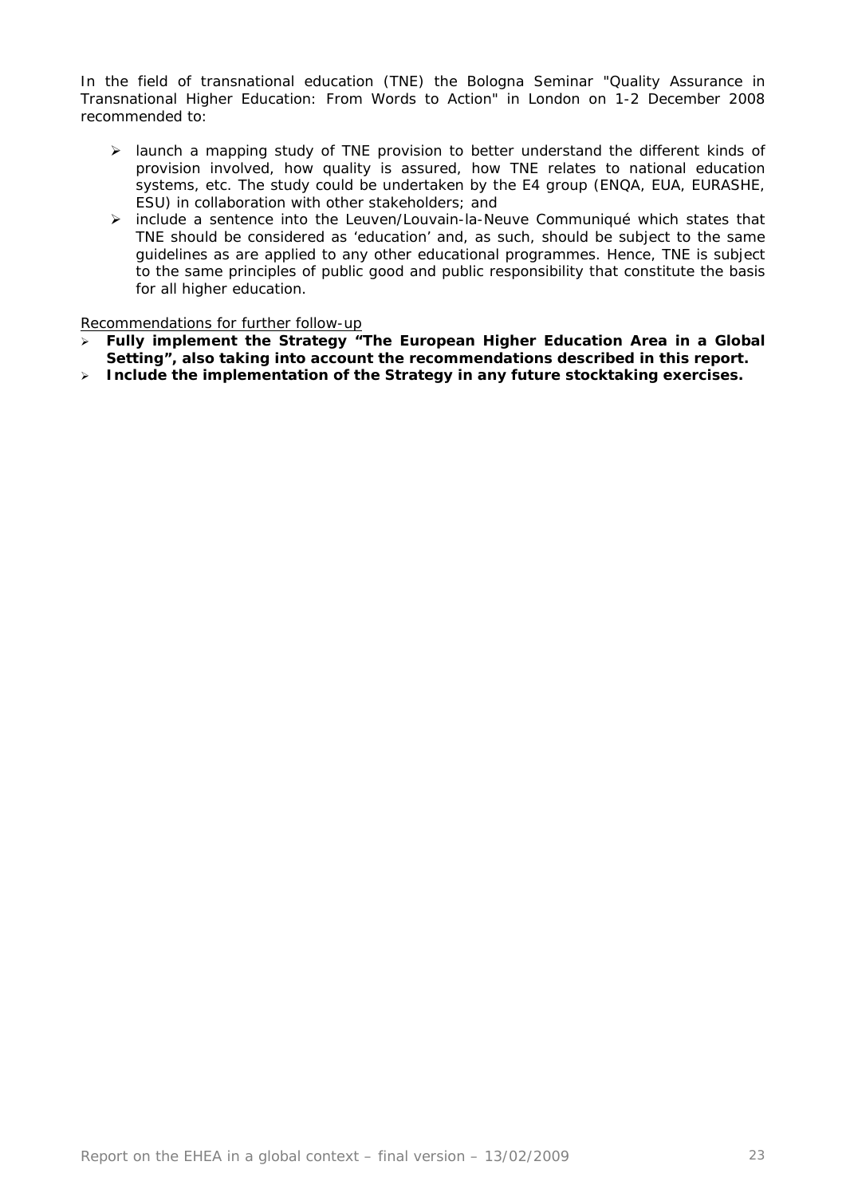In the field of transnational education (TNE) the Bologna Seminar "Quality Assurance in Transnational Higher Education: From Words to Action" in London on 1-2 December 2008 recommended to:

- launch a mapping study of TNE provision to better understand the different kinds of provision involved, how quality is assured, how TNE relates to national education systems, etc. The study could be undertaken by the E4 group (ENQA, EUA, EURASHE, ESU) in collaboration with other stakeholders; and
- include a sentence into the Leuven/Louvain-la-Neuve Communiqué which states that TNE should be considered as 'education' and, as such, should be subject to the same guidelines as are applied to any other educational programmes. Hence, TNE is subject to the same principles of public good and public responsibility that constitute the basis for all higher education.

Recommendations for further follow-up

- **Fully implement the Strategy "The European Higher Education Area in a Global Setting", also taking into account the recommendations described in this report.**
- **Include the implementation of the Strategy in any future stocktaking exercises.**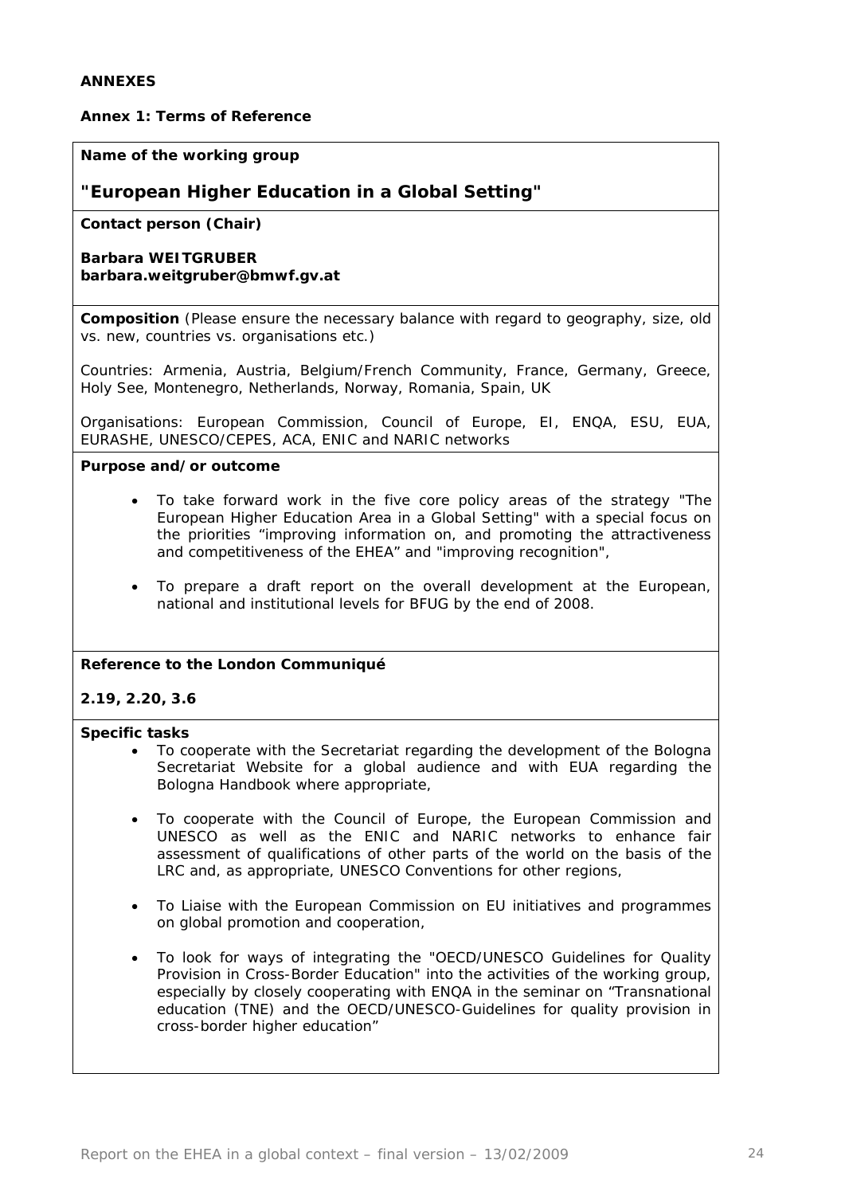**ANNEXES**

**Annex 1: Terms of Reference**

**Name of the working group**

## "European Higher Education in a Global Setting"

**Contact person (Chair)**

**Barbara WEITGRUBER**
**barbara.weitgruber@bmwf.gv.at**

**Composition** (*Please ensure the necessary balance with regard to geography, size, old vs. new, countries vs. organisations etc.*)

Countries: Armenia, Austria, Belgium/French Community, France, Germany, Greece, Holy See, Montenegro, Netherlands, Norway, Romania, Spain, UK

Organisations: European Commission, Council of Europe, EI, ENQA, ESU, EUA, EURASHE, UNESCO/CEPES, ACA, ENIC and NARIC networks

**Purpose and/or outcome**

- To take forward work in the five core policy areas of the strategy "The European Higher Education Area in a Global Setting" with a special focus on the priorities “improving information on, and promoting the attractiveness and competitiveness of the EHEA” and "improving recognition",
- To prepare a draft report on the overall development at the European, national and institutional levels for BFUG by the end of 2008.

**Reference to the London Communiqué**

**2.19, 2.20, 3.6**

**Specific tasks**

- To cooperate with the Secretariat regarding the development of the Bologna Secretariat Website for a global audience and with EUA regarding the Bologna Handbook where appropriate,
- To cooperate with the Council of Europe, the European Commission and UNESCO as well as the ENIC and NARIC networks to enhance fair assessment of qualifications of other parts of the world on the basis of the LRC and, as appropriate, UNESCO Conventions for other regions,
- To Liaise with the European Commission on EU initiatives and programmes on global promotion and cooperation,
- To look for ways of integrating the "OECD/UNESCO Guidelines for Quality Provision in Cross-Border Education" into the activities of the working group, especially by closely cooperating with ENQA in the seminar on “Transnational education (TNE) and the OECD/UNESCO-Guidelines for quality provision in cross-border higher education”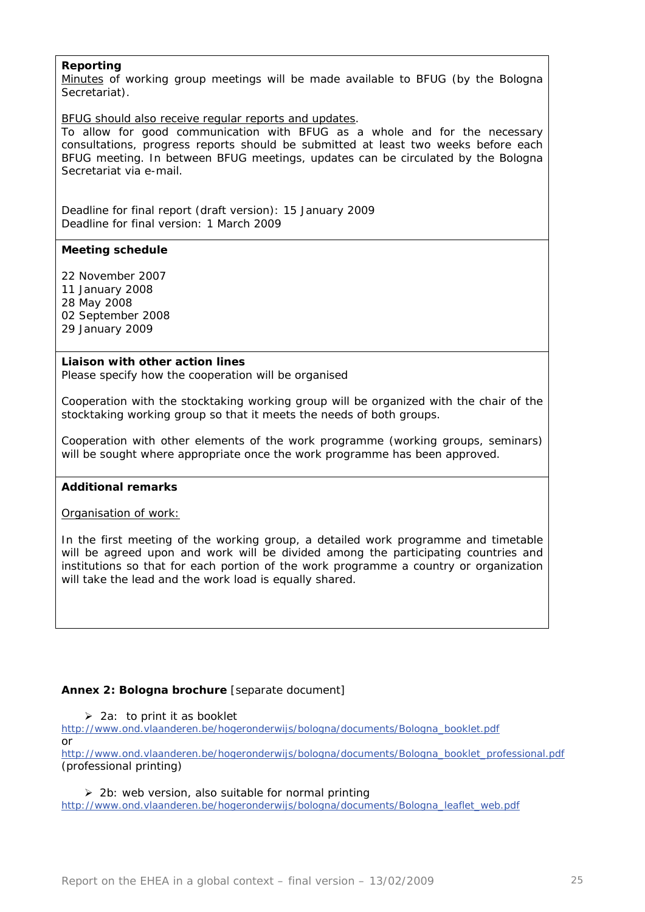**Reporting**

Minutes of working group meetings will be made available to BFUG (by the Bologna Secretariat).

BFUG should also receive regular reports and updates.

To allow for good communication with BFUG as a whole and for the necessary consultations, progress reports should be submitted at least two weeks before each BFUG meeting. In between BFUG meetings, updates can be circulated by the Bologna Secretariat via e-mail.

Deadline for final report (draft version): 15 January 2009
Deadline for final version: 1 March 2009

**Meeting schedule**

22 November 2007
11 January 2008
28 May 2008
02 September 2008
29 January 2009

**Liaison with other action lines**

Please specify how the cooperation will be organised

Cooperation with the stocktaking working group will be organized with the chair of the stocktaking working group so that it meets the needs of both groups.

Cooperation with other elements of the work programme (working groups, seminars) will be sought where appropriate once the work programme has been approved.

**Additional remarks**

Organisation of work:

In the first meeting of the working group, a detailed work programme and timetable will be agreed upon and work will be divided among the participating countries and institutions so that for each portion of the work programme a country or organization will take the lead and the work load is equally shared.

**Annex 2: Bologna brochure** [separate document]

- 2a: to print it as booklet

http://www.ond.vlaanderen.be/hogeronderwijs/bologna/documents/Bologna_booklet.pdf
or
http://www.ond.vlaanderen.be/hogeronderwijs/bologna/documents/Bologna_booklet_professional.pdf
(professional printing)

- 2b: web version, also suitable for normal printing

http://www.ond.vlaanderen.be/hogeronderwijs/bologna/documents/Bologna_leaflet_web.pdf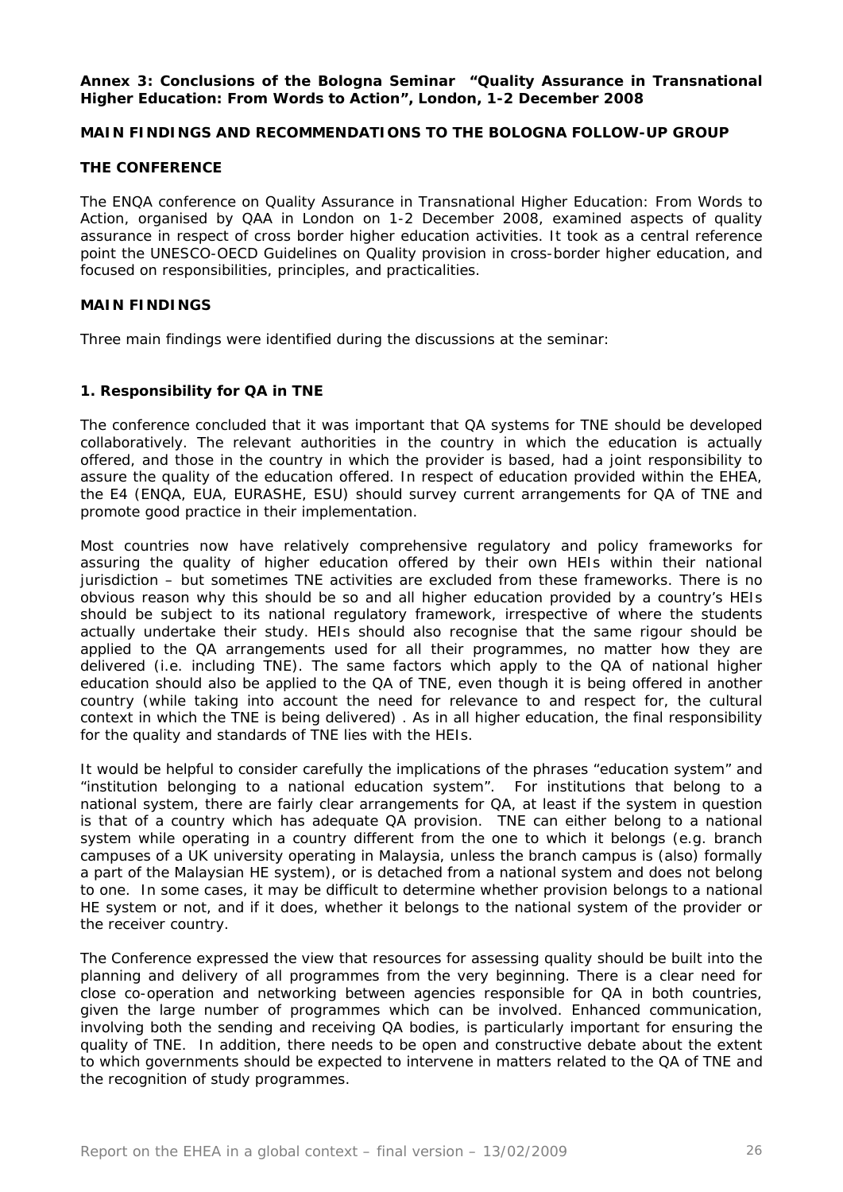**Annex 3: Conclusions of the Bologna Seminar "Quality Assurance in Transnational Higher Education: From Words to Action", London, 1-2 December 2008**

**MAIN FINDINGS AND RECOMMENDATIONS TO THE BOLOGNA FOLLOW-UP GROUP**

**THE CONFERENCE**

The ENQA conference on Quality Assurance in Transnational Higher Education: From Words to Action, organised by QAA in London on 1-2 December 2008, examined aspects of quality assurance in respect of cross border higher education activities. It took as a central reference point the UNESCO-OECD Guidelines on Quality provision in cross-border higher education, and focused on responsibilities, principles, and practicalities.

**MAIN FINDINGS**

Three main findings were identified during the discussions at the seminar:

**1. Responsibility for QA in TNE**

The conference concluded that it was important that QA systems for TNE should be developed collaboratively. The relevant authorities in the country in which the education is actually offered, and those in the country in which the provider is based, had a joint responsibility to assure the quality of the education offered. In respect of education provided within the EHEA, the E4 (ENQA, EUA, EURASHE, ESU) should survey current arrangements for QA of TNE and promote good practice in their implementation.

Most countries now have relatively comprehensive regulatory and policy frameworks for assuring the quality of higher education offered by their own HEIs within their national jurisdiction – but sometimes TNE activities are excluded from these frameworks. There is no obvious reason why this should be so and all higher education provided by a country's HEIs should be subject to its national regulatory framework, irrespective of where the students actually undertake their study. HEIs should also recognise that the same rigour should be applied to the QA arrangements used for all their programmes, no matter how they are delivered (i.e. including TNE). The same factors which apply to the QA of national higher education should also be applied to the QA of TNE, even though it is being offered in another country (while taking into account the need for relevance to and respect for, the cultural context in which the TNE is being delivered) . As in all higher education, the final responsibility for the quality and standards of TNE lies with the HEIs.

It would be helpful to consider carefully the implications of the phrases "education system" and "institution belonging to a national education system". For institutions that belong to a national system, there are fairly clear arrangements for QA, at least if the system in question is that of a country which has adequate QA provision. TNE can either belong to a national system while operating in a country different from the one to which it belongs (e.g. branch campuses of a UK university operating in Malaysia, unless the branch campus is (also) formally a part of the Malaysian HE system), or is detached from a national system and does not belong to one. In some cases, it may be difficult to determine whether provision belongs to a national HE system or not, and if it does, whether it belongs to the national system of the provider or the receiver country.

The Conference expressed the view that resources for assessing quality should be built into the planning and delivery of all programmes from the very beginning. There is a clear need for close co-operation and networking between agencies responsible for QA in both countries, given the large number of programmes which can be involved. Enhanced communication, involving both the sending and receiving QA bodies, is particularly important for ensuring the quality of TNE. In addition, there needs to be open and constructive debate about the extent to which governments should be expected to intervene in matters related to the QA of TNE and the recognition of study programmes.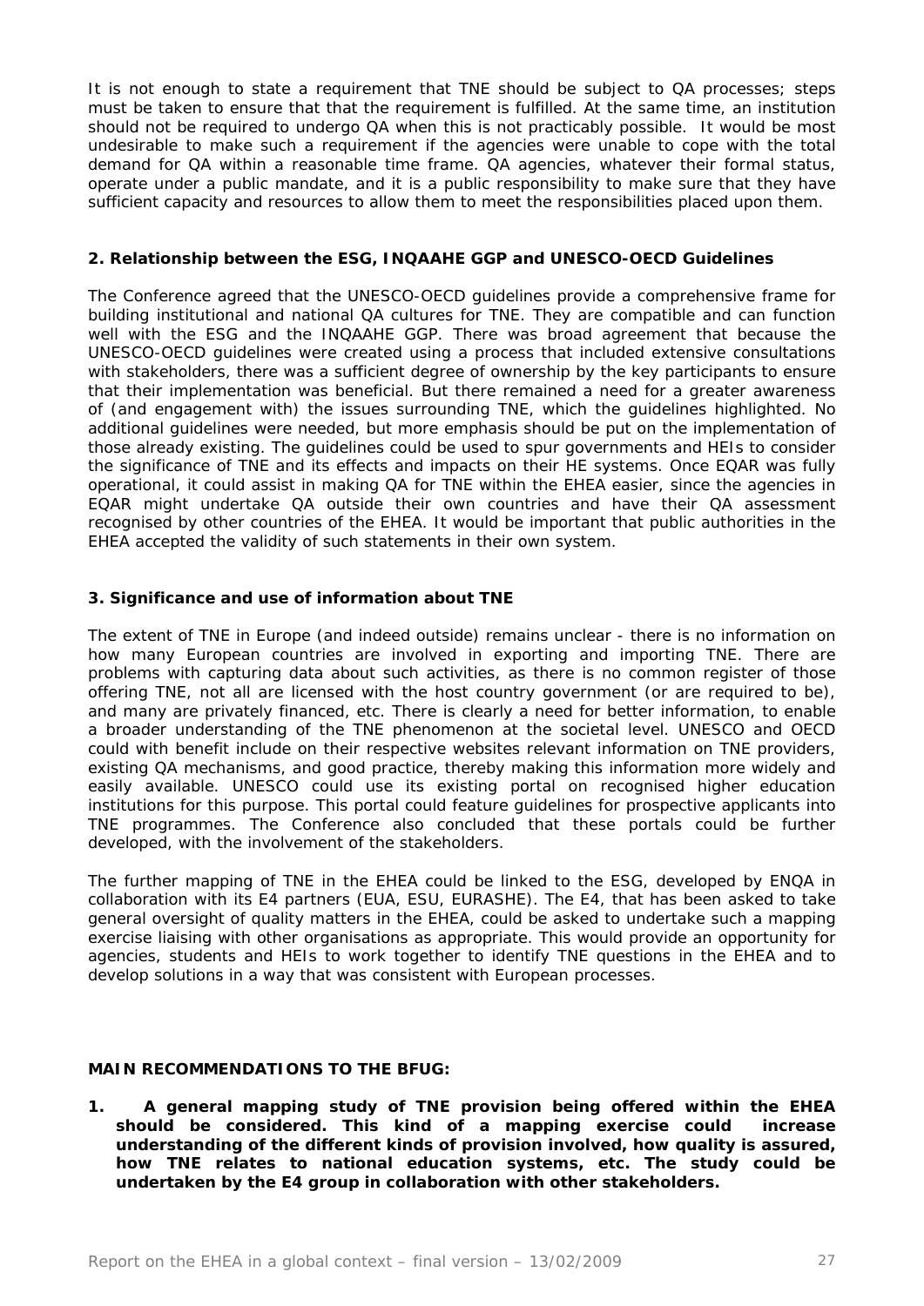It is not enough to state a requirement that TNE should be subject to QA processes; steps must be taken to ensure that that the requirement is fulfilled. At the same time, an institution should not be required to undergo QA when this is not practicably possible. It would be most undesirable to make such a requirement if the agencies were unable to cope with the total demand for QA within a reasonable time frame. QA agencies, whatever their formal status, operate under a public mandate, and it is a public responsibility to make sure that they have sufficient capacity and resources to allow them to meet the responsibilities placed upon them.

### 2. Relationship between the ESG, INQAAHE GGP and UNESCO-OECD Guidelines

The Conference agreed that the UNESCO-OECD guidelines provide a comprehensive frame for building institutional and national QA cultures for TNE. They are compatible and can function well with the ESG and the INQAAHE GGP. There was broad agreement that because the UNESCO-OECD guidelines were created using a process that included extensive consultations with stakeholders, there was a sufficient degree of ownership by the key participants to ensure that their implementation was beneficial. But there remained a need for a greater awareness of (and engagement with) the issues surrounding TNE, which the guidelines highlighted. No additional guidelines were needed, but more emphasis should be put on the implementation of those already existing. The guidelines could be used to spur governments and HEIs to consider the significance of TNE and its effects and impacts on their HE systems. Once EQAR was fully operational, it could assist in making QA for TNE within the EHEA easier, since the agencies in EQAR might undertake QA outside their own countries and have their QA assessment recognised by other countries of the EHEA. It would be important that public authorities in the EHEA accepted the validity of such statements in their own system.

### 3. Significance and use of information about TNE

The extent of TNE in Europe (and indeed outside) remains unclear - there is no information on how many European countries are involved in exporting and importing TNE. There are problems with capturing data about such activities, as there is no common register of those offering TNE, not all are licensed with the host country government (or are required to be), and many are privately financed, etc. There is clearly a need for better information, to enable a broader understanding of the TNE phenomenon at the societal level. UNESCO and OECD could with benefit include on their respective websites relevant information on TNE providers, existing QA mechanisms, and good practice, thereby making this information more widely and easily available. UNESCO could use its existing portal on recognised higher education institutions for this purpose. This portal could feature guidelines for prospective applicants into TNE programmes. The Conference also concluded that these portals could be further developed, with the involvement of the stakeholders.

The further mapping of TNE in the EHEA could be linked to the ESG, developed by ENQA in collaboration with its E4 partners (EUA, ESU, EURASHE). The E4, that has been asked to take general oversight of quality matters in the EHEA, could be asked to undertake such a mapping exercise liaising with other organisations as appropriate. This would provide an opportunity for agencies, students and HEIs to work together to identify TNE questions in the EHEA and to develop solutions in a way that was consistent with European processes.

**MAIN RECOMMENDATIONS TO THE BFUG:**

1. **A general mapping study of TNE provision being offered within the EHEA should be considered. This kind of a mapping exercise could increase understanding of the different kinds of provision involved, how quality is assured, how TNE relates to national education systems, etc. The study could be undertaken by the E4 group in collaboration with other stakeholders.**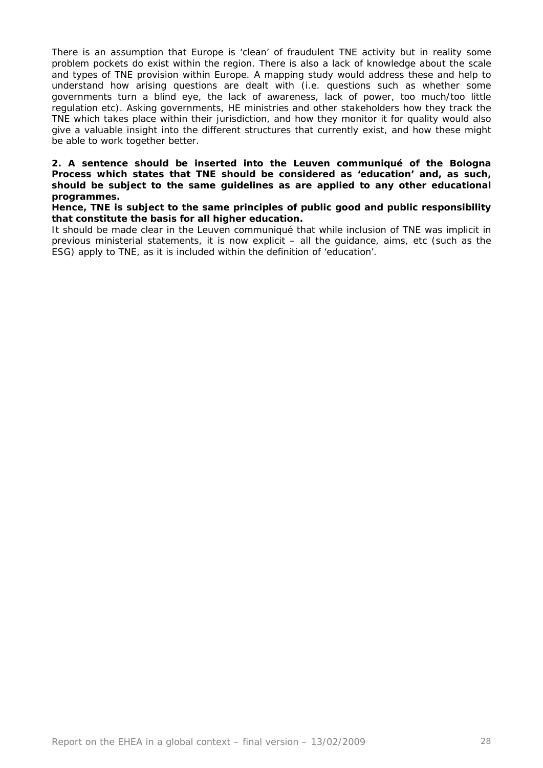There is an assumption that Europe is 'clean' of fraudulent TNE activity but in reality some problem pockets do exist within the region. There is also a lack of knowledge about the scale and types of TNE provision within Europe. A mapping study would address these and help to understand how arising questions are dealt with (i.e. questions such as whether some governments turn a blind eye, the lack of awareness, lack of power, too much/too little regulation etc). Asking governments, HE ministries and other stakeholders how they track the TNE which takes place within their jurisdiction, and how they monitor it for quality would also give a valuable insight into the different structures that currently exist, and how these might be able to work together better.

**2. A sentence should be inserted into the Leuven communiqué of the Bologna Process which states that TNE should be considered as 'education' and, as such, should be subject to the same guidelines as are applied to any other educational programmes.**

**Hence, TNE is subject to the same principles of public good and public responsibility that constitute the basis for all higher education.**

It should be made clear in the Leuven communiqué that while inclusion of TNE was implicit in previous ministerial statements, it is now explicit – all the guidance, aims, etc (such as the ESG) apply to TNE, as it is included within the definition of 'education'.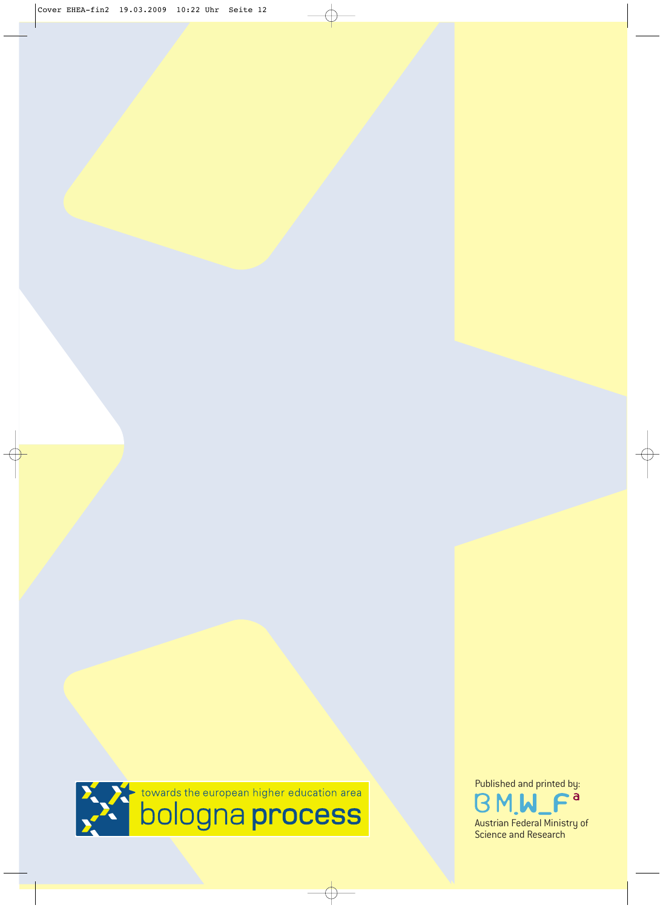towards the european higher education area

bologna **process**

Published and printed by:

BM.W_F[a]

Austrian Federal Ministry of Science and Research